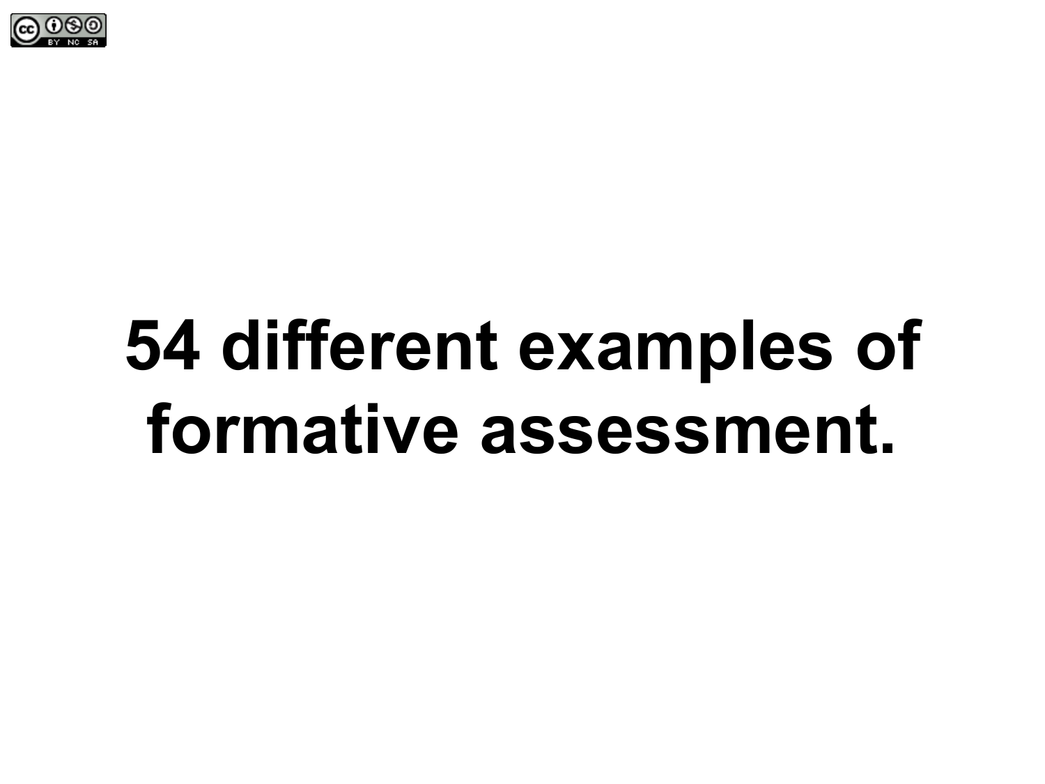# 54 different examples of formative assessment.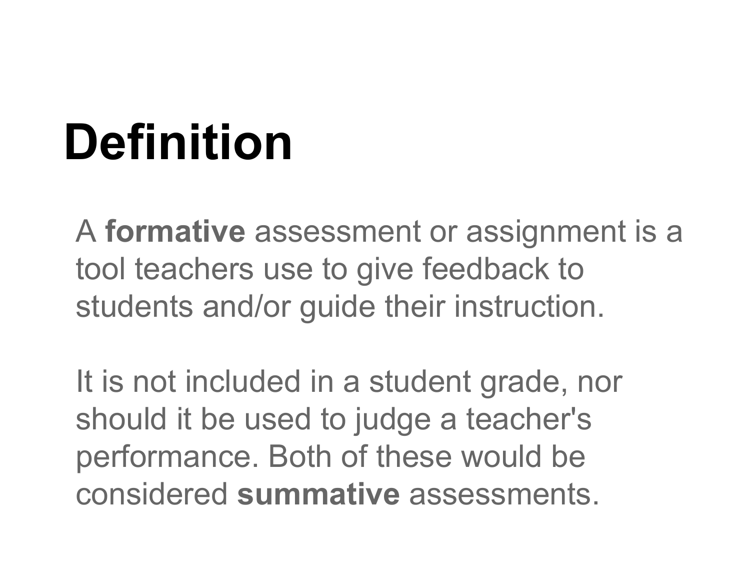# Definition

A **formative** assessment or assignment is a tool teachers use to give feedback to students and/or guide their instruction.

It is not included in a student grade, nor should it be used to judge a teacher's performance. Both of these would be considered **summative** assessments.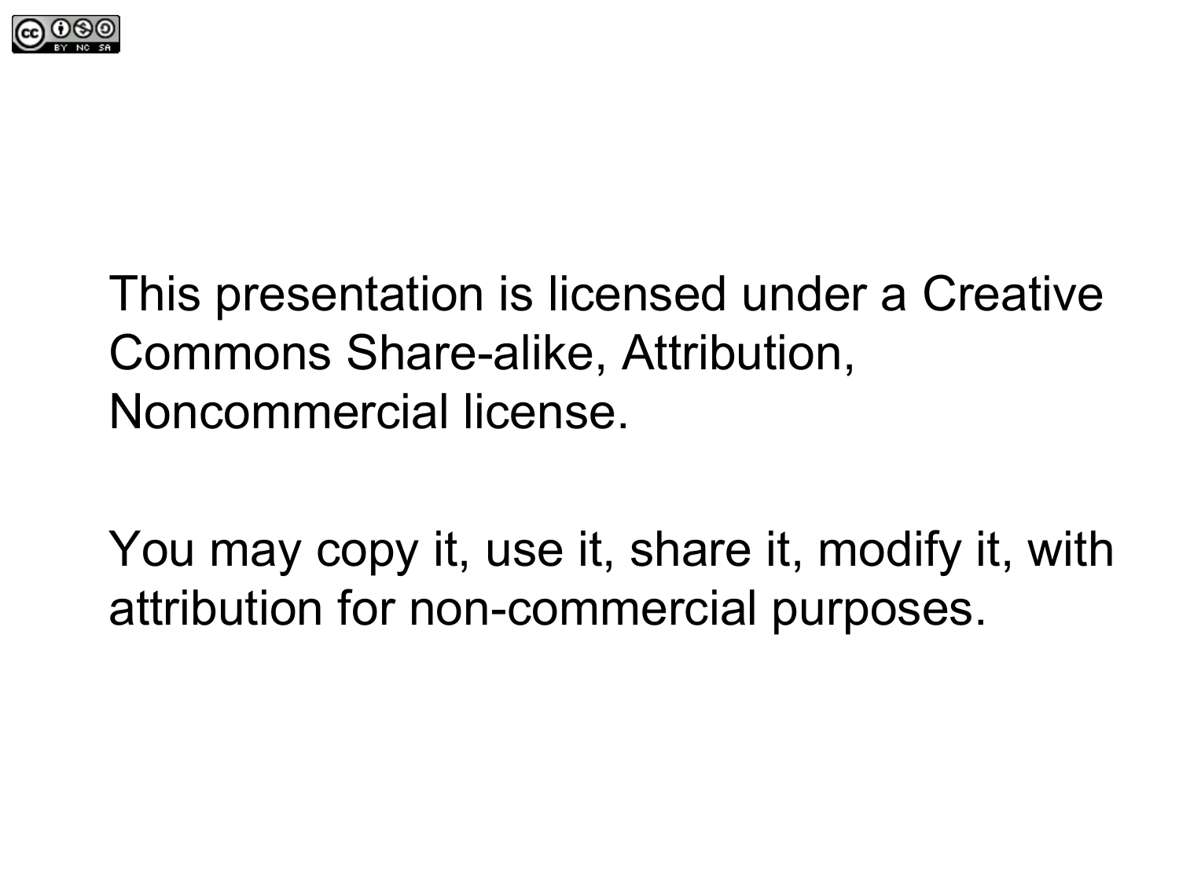This presentation is licensed under a Creative Commons Share-alike, Attribution, Noncommercial license.

You may copy it, use it, share it, modify it, with attribution for non-commercial purposes.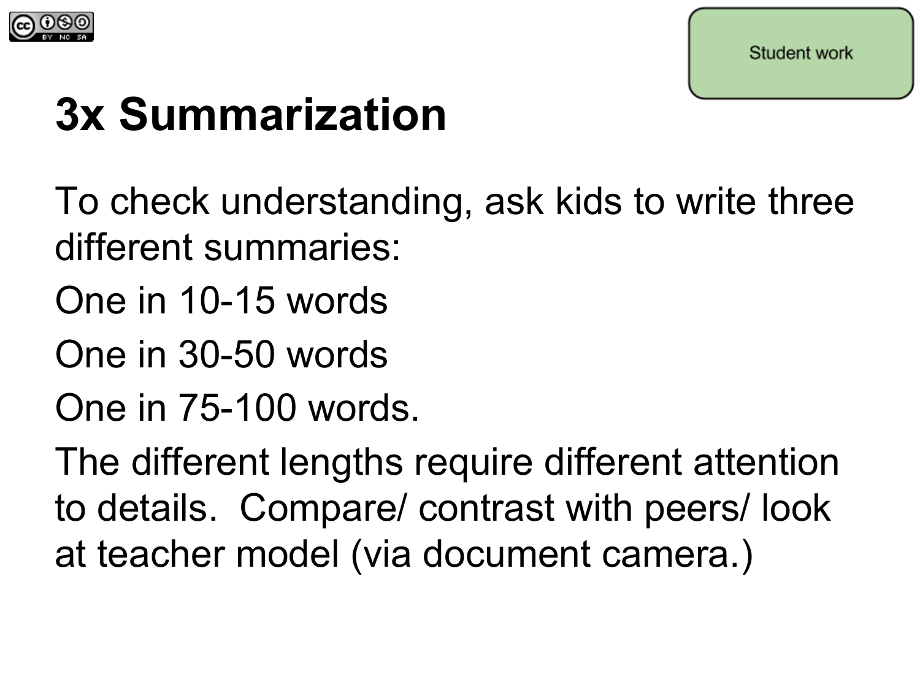Student work

# 3x Summarization

To check understanding, ask kids to write three different summaries:

One in 10-15 words

One in 30-50 words

One in 75-100 words.

The different lengths require different attention to details. Compare/ contrast with peers/ look at teacher model (via document camera.)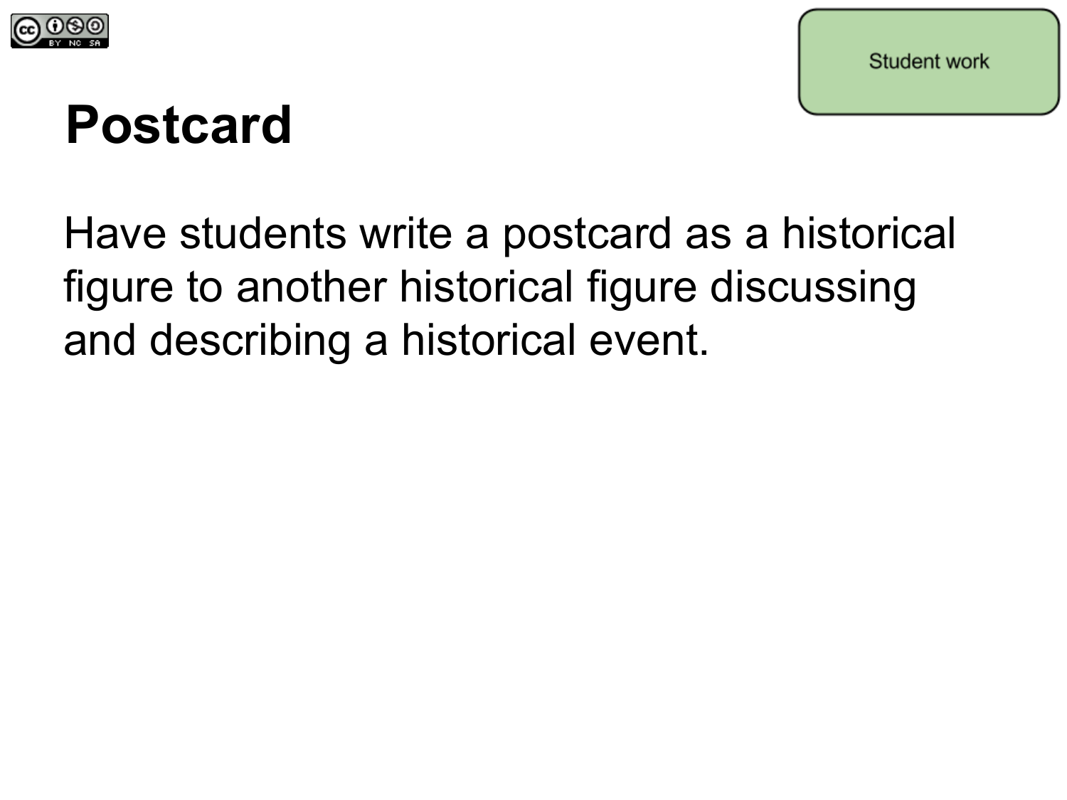Student work

# Postcard

Have students write a postcard as a historical figure to another historical figure discussing and describing a historical event.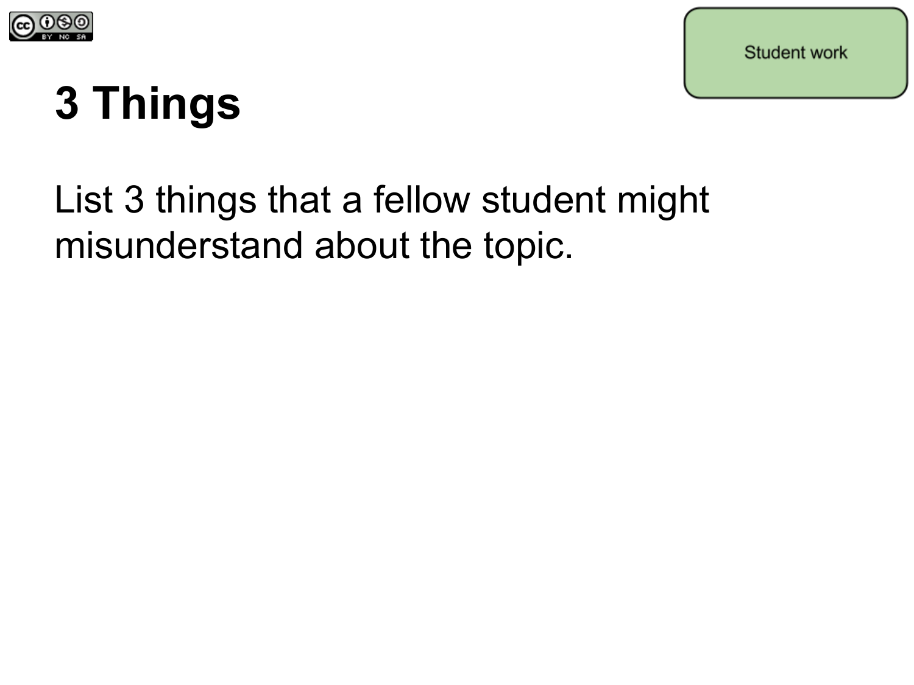Student work

# 3 Things

List 3 things that a fellow student might misunderstand about the topic.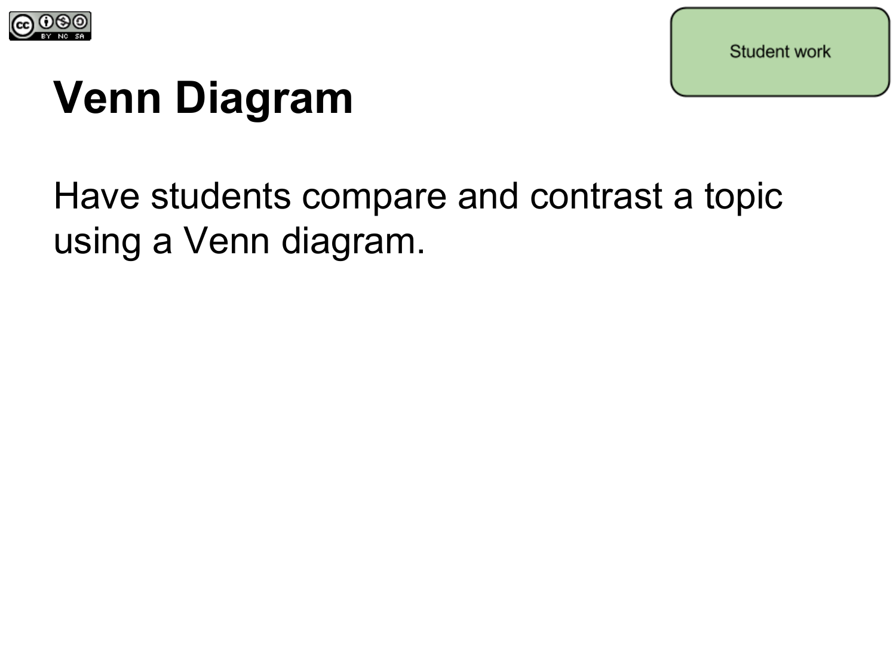Student work

# Venn Diagram

Have students compare and contrast a topic using a Venn diagram.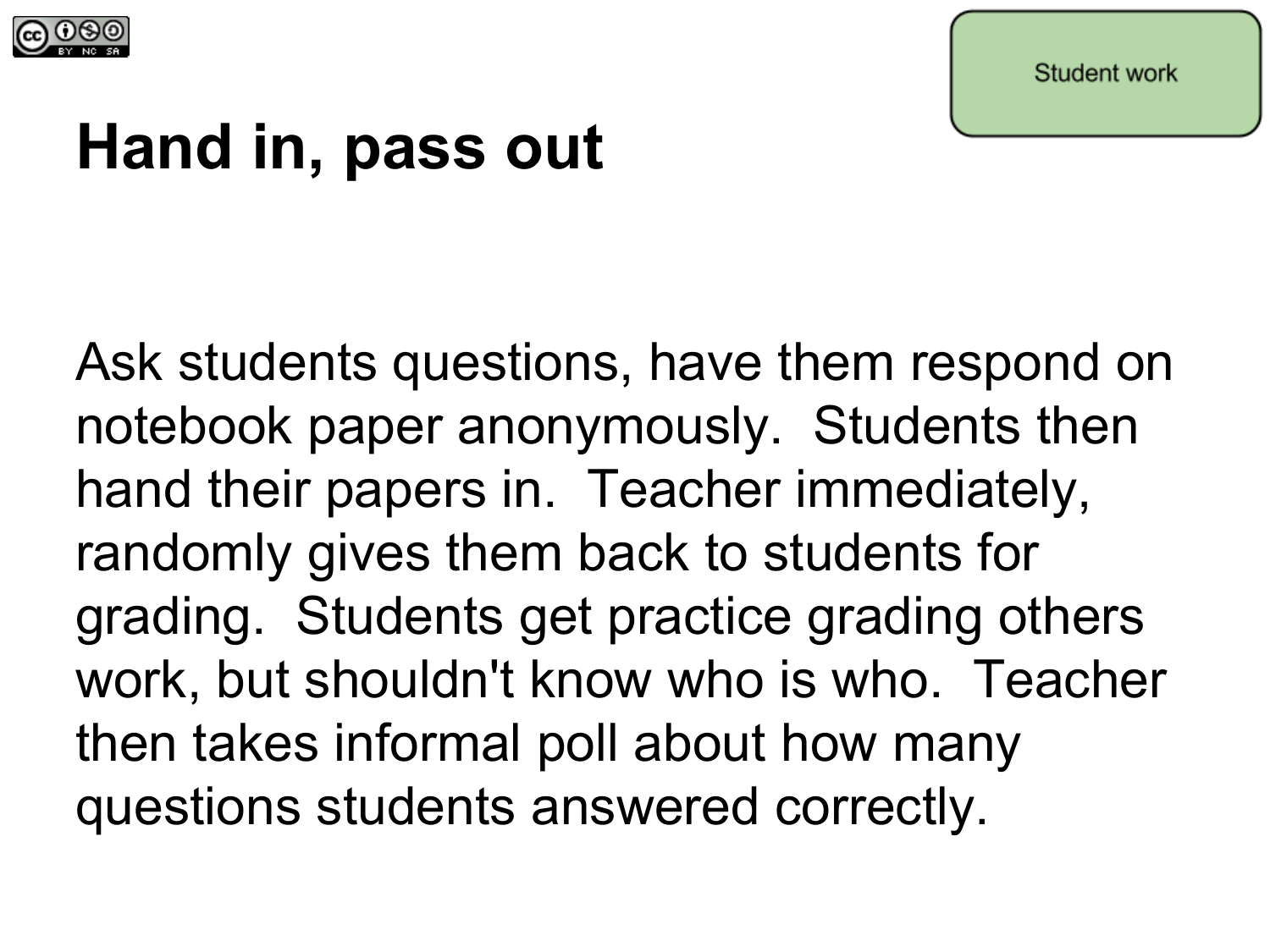Student work

# Hand in, pass out

Ask students questions, have them respond on notebook paper anonymously. Students then hand their papers in. Teacher immediately, randomly gives them back to students for grading. Students get practice grading others work, but shouldn't know who is who. Teacher then takes informal poll about how many questions students answered correctly.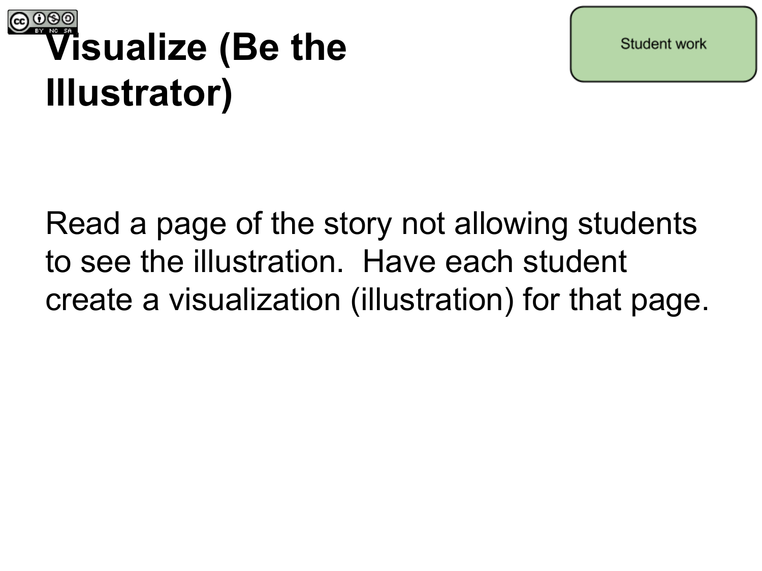# Visualize (Be the Illustrator)

Student work

Read a page of the story not allowing students to see the illustration. Have each student create a visualization (illustration) for that page.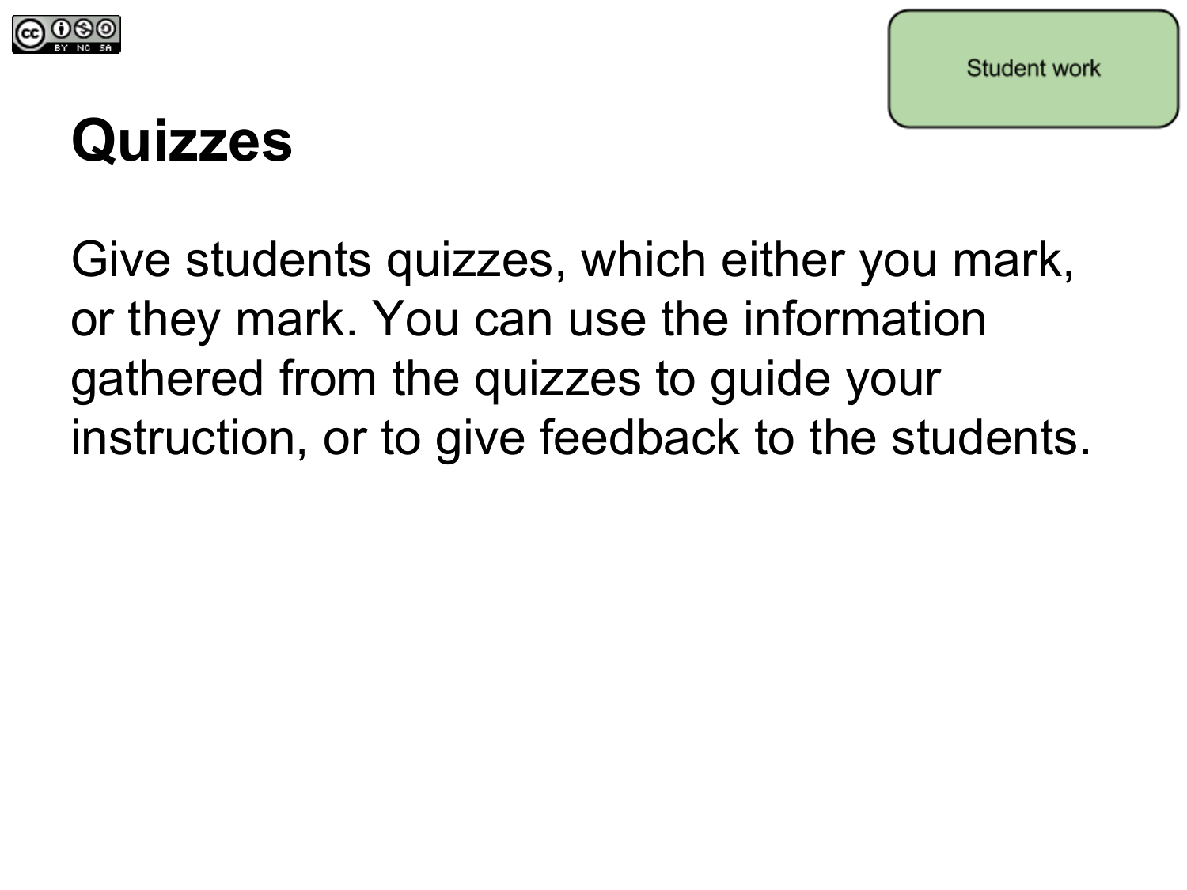Student work

# Quizzes

Give students quizzes, which either you mark, or they mark. You can use the information gathered from the quizzes to guide your instruction, or to give feedback to the students.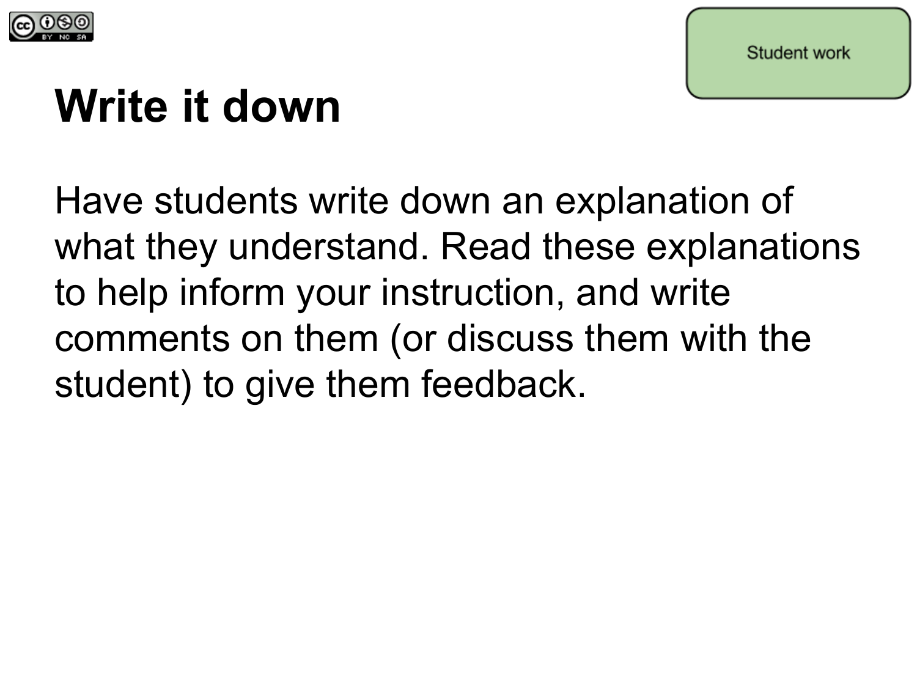Student work

# Write it down

Have students write down an explanation of what they understand. Read these explanations to help inform your instruction, and write comments on them (or discuss them with the student) to give them feedback.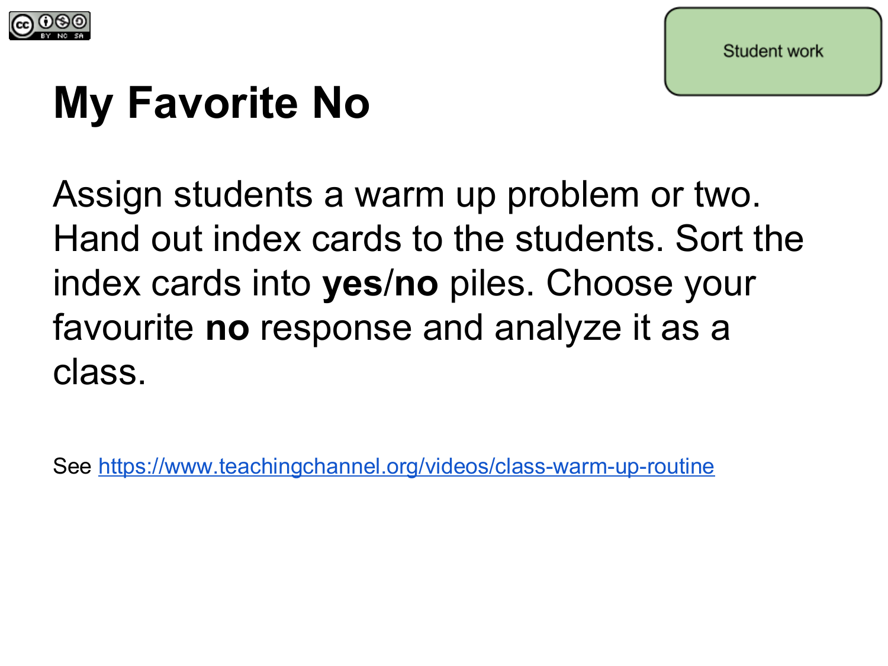Student work

# My Favorite No

Assign students a warm up problem or two. Hand out index cards to the students. Sort the index cards into **yes**/**no** piles. Choose your favourite **no** response and analyze it as a class.

See [https://www.teachingchannel.org/videos/class-warm-up-routine](https://www.teachingchannel.org/videos/class-warm-up-routine)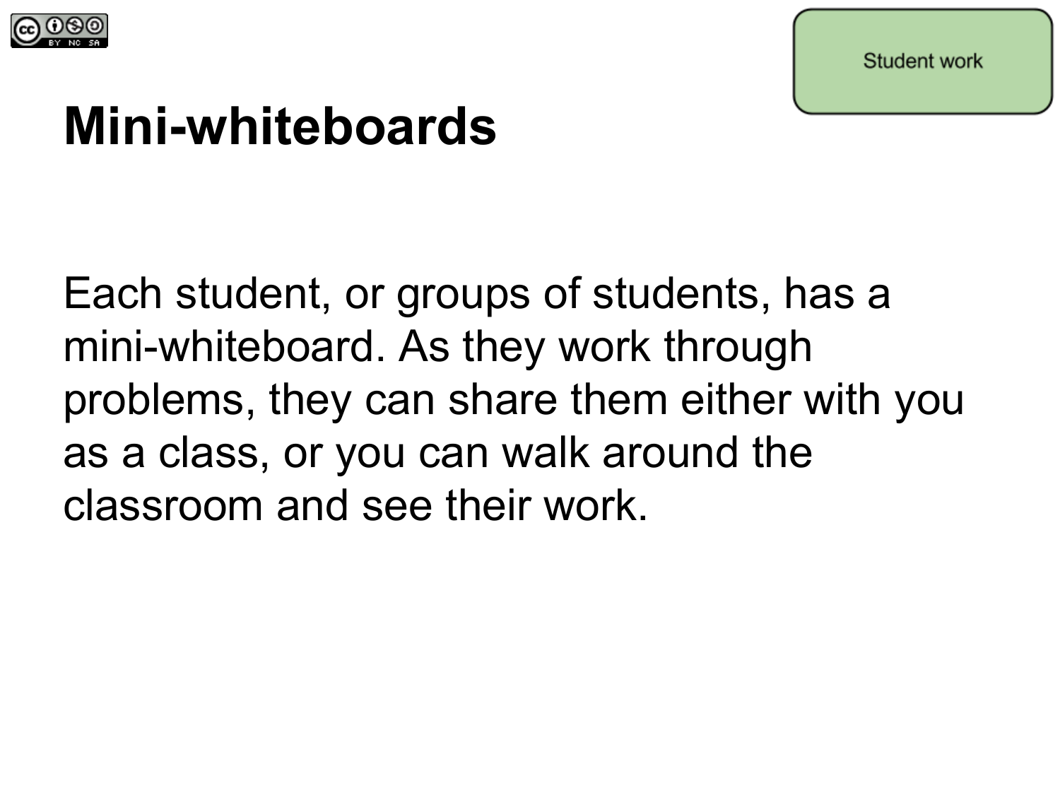Student work

# Mini-whiteboards

Each student, or groups of students, has a mini-whiteboard. As they work through problems, they can share them either with you as a class, or you can walk around the classroom and see their work.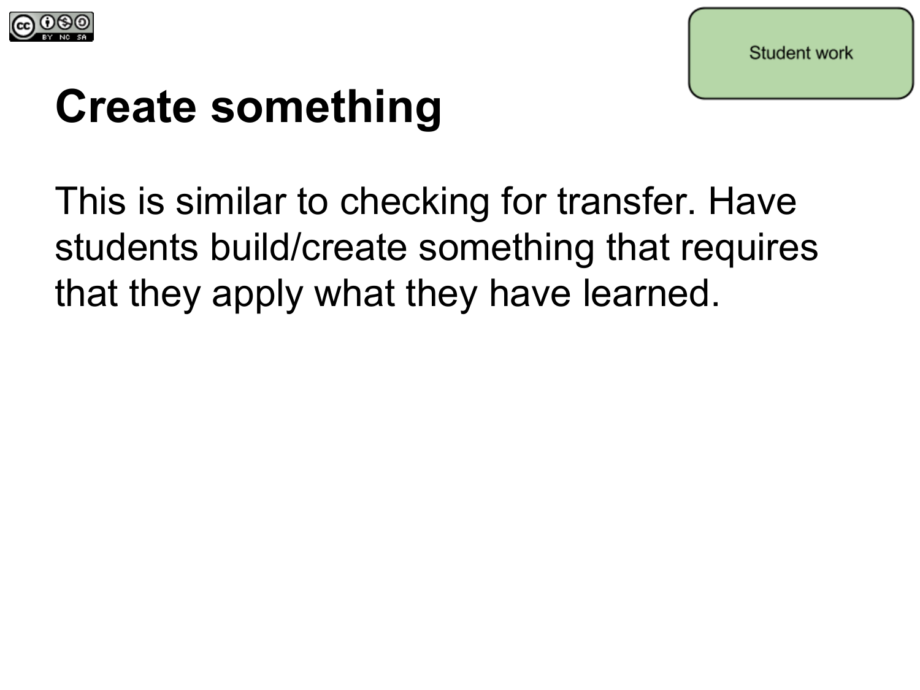Student work

# Create something

This is similar to checking for transfer. Have students build/create something that requires that they apply what they have learned.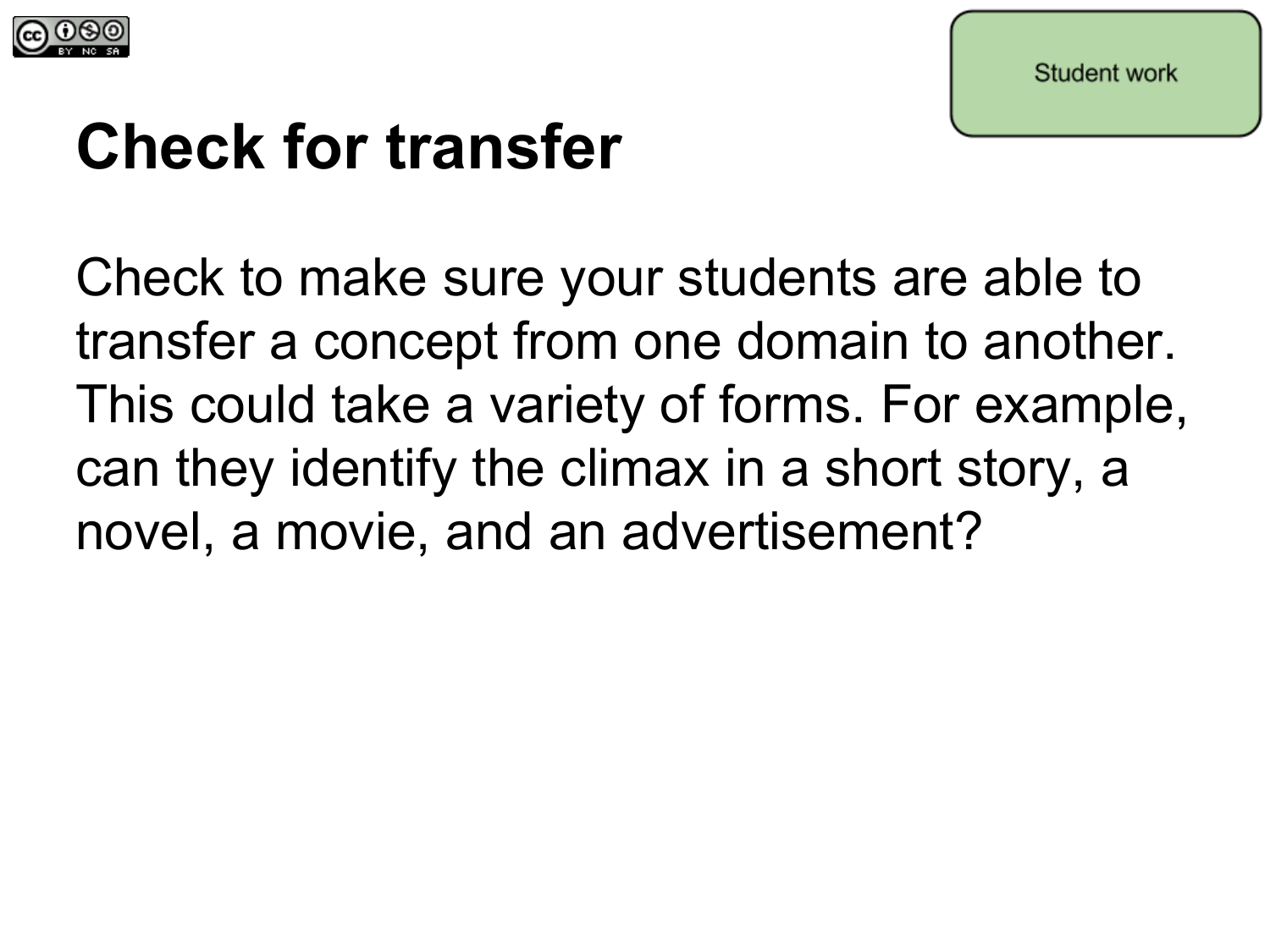Student work

# Check for transfer

Check to make sure your students are able to transfer a concept from one domain to another. This could take a variety of forms. For example, can they identify the climax in a short story, a novel, a movie, and an advertisement?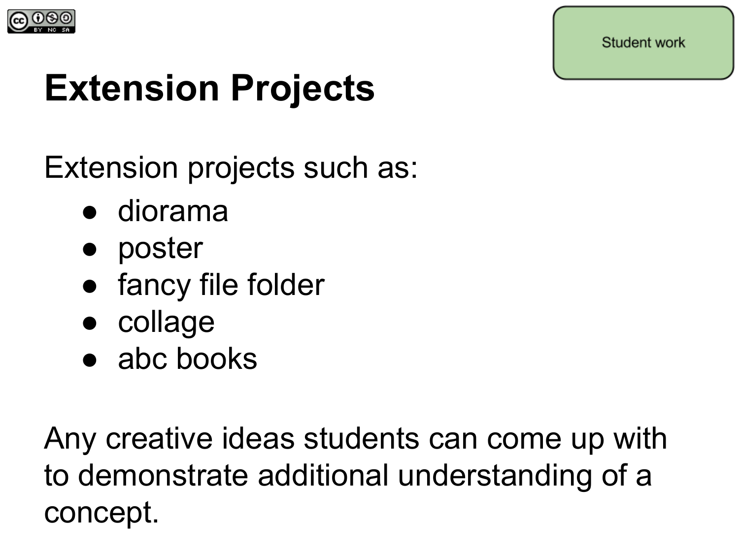Student work

# Extension Projects

Extension projects such as:

- diorama
- poster
- fancy file folder
- collage
- abc books

Any creative ideas students can come up with to demonstrate additional understanding of a concept.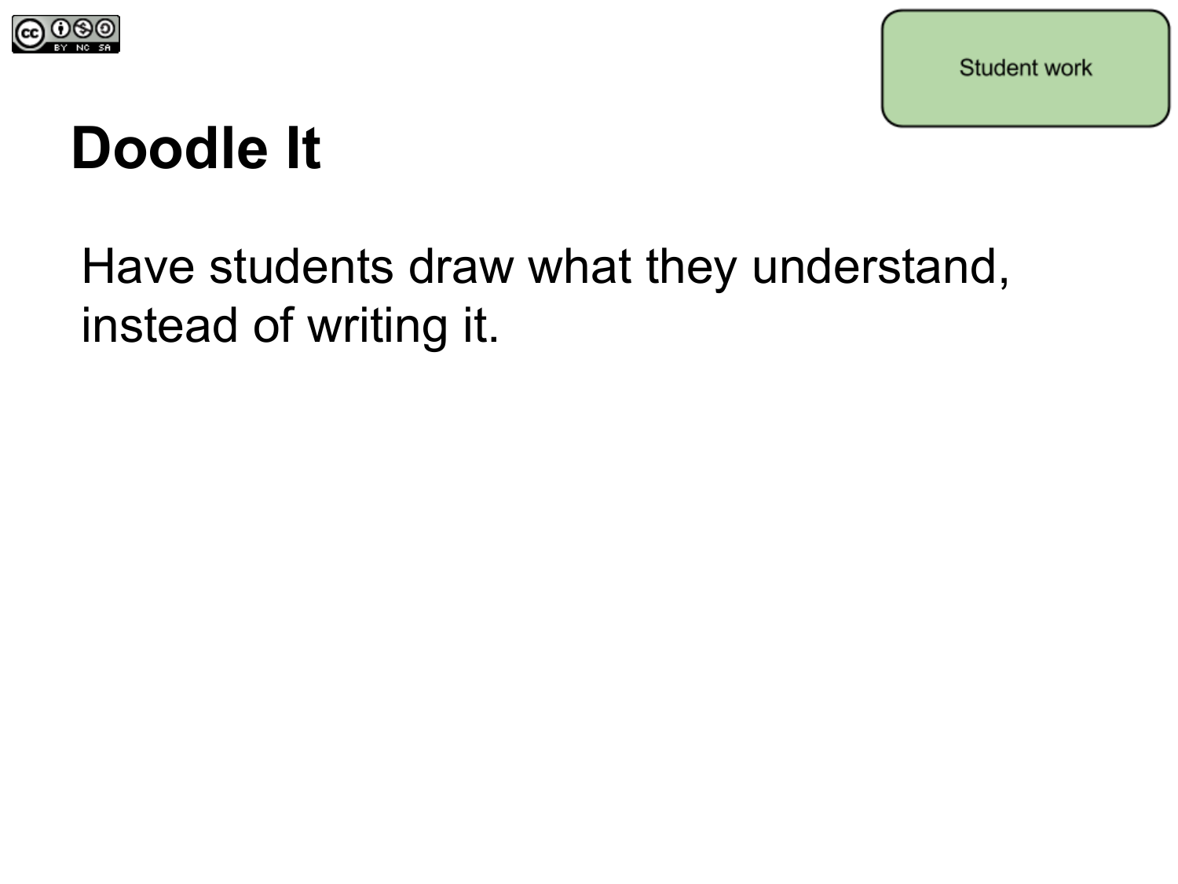Student work

# Doodle It

Have students draw what they understand, instead of writing it.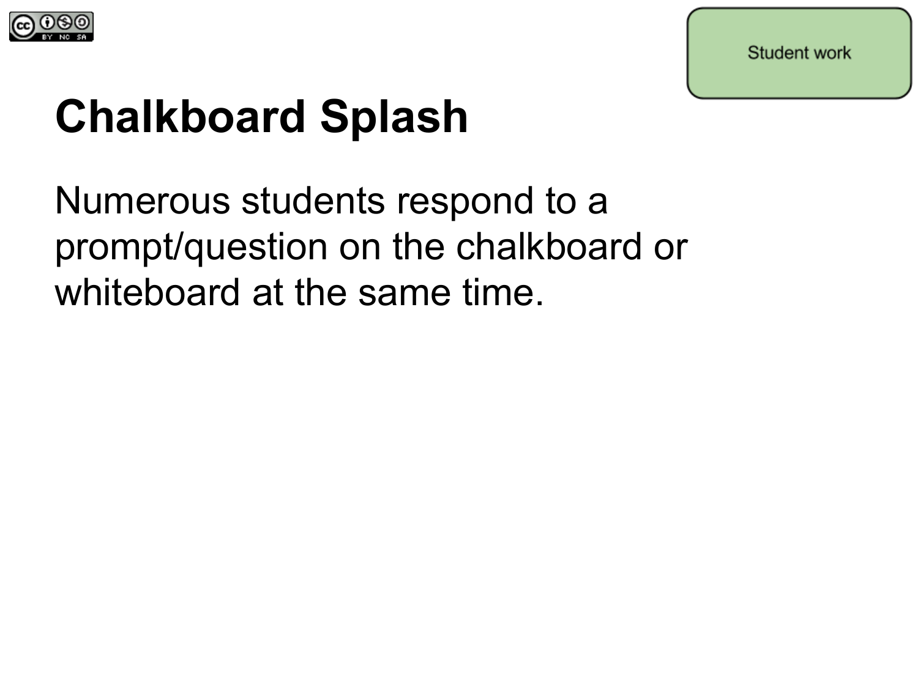Student work

# Chalkboard Splash

Numerous students respond to a prompt/question on the chalkboard or whiteboard at the same time.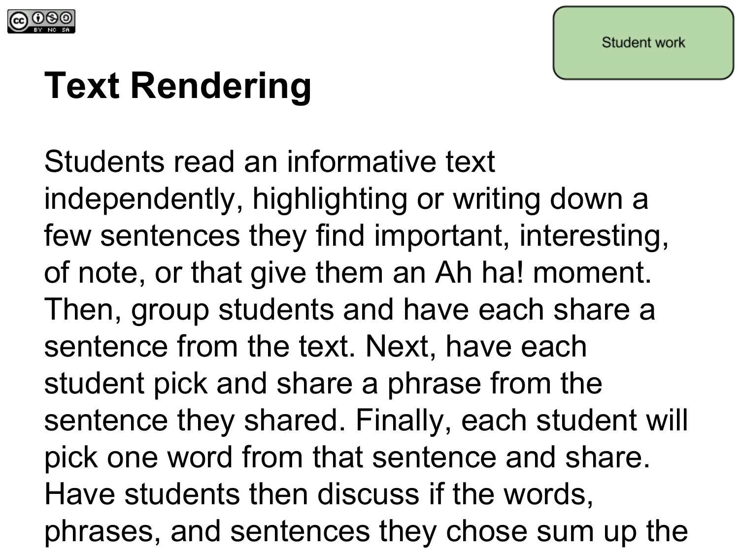Student work

# Text Rendering

Students read an informative text independently, highlighting or writing down a few sentences they find important, interesting, of note, or that give them an Ah ha! moment. Then, group students and have each share a sentence from the text. Next, have each student pick and share a phrase from the sentence they shared. Finally, each student will pick one word from that sentence and share. Have students then discuss if the words, phrases, and sentences they chose sum up the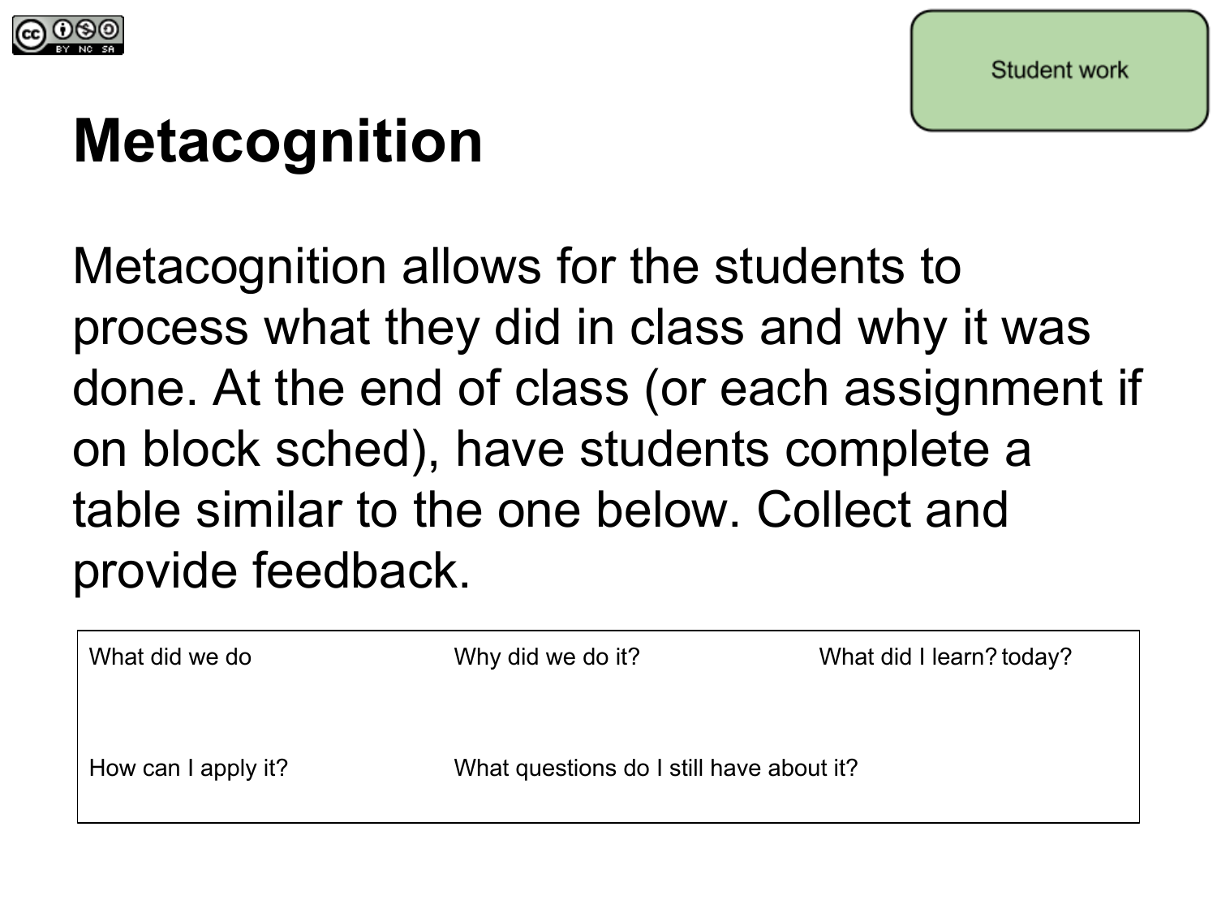Student work

# Metacognition

Metacognition allows for the students to process what they did in class and why it was done. At the end of class (or each assignment if on block sched), have students complete a table similar to the one below. Collect and provide feedback.

| What did we do | Why did we do it? | What did I learn? today? |
| --- | --- | --- |
| How can I apply it? | What questions do I still have about it? | |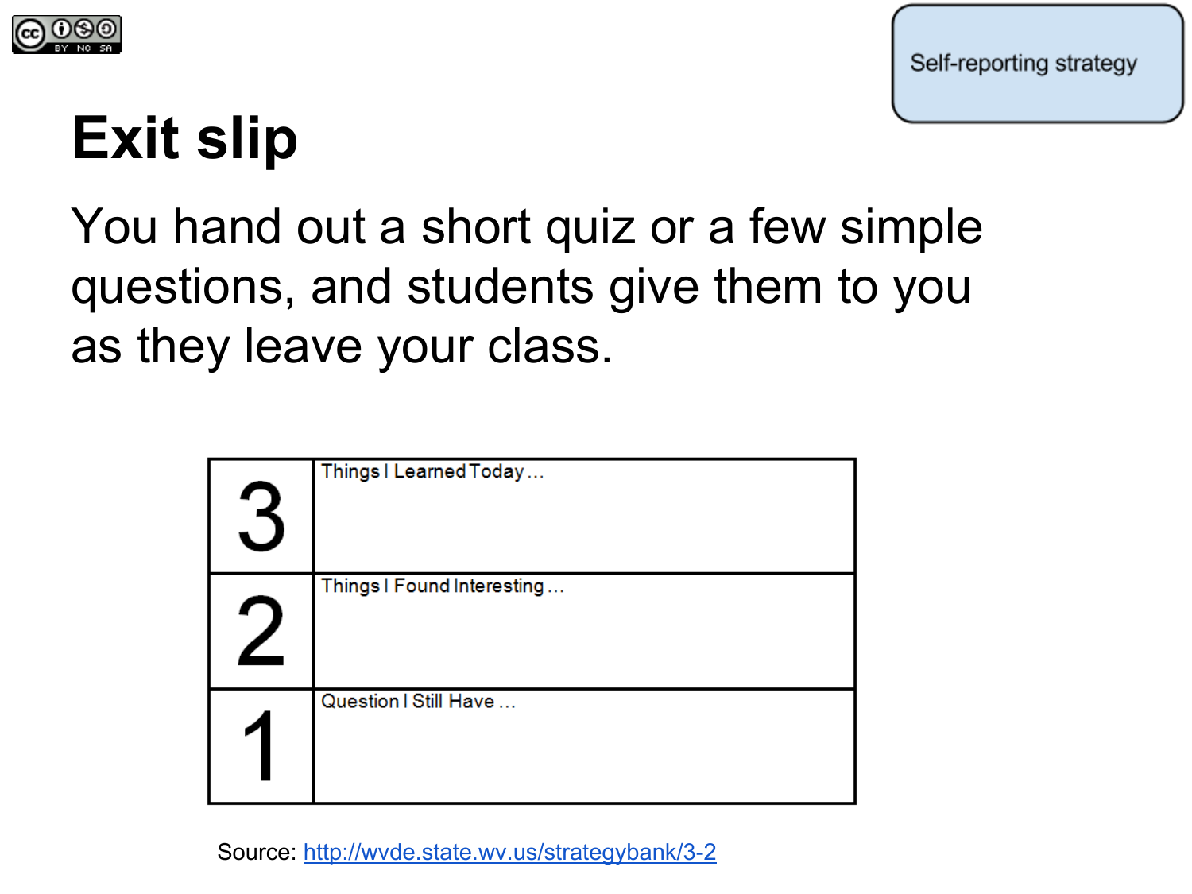Self-reporting strategy

# Exit slip

You hand out a short quiz or a few simple questions, and students give them to you as they leave your class.

| | |
|---|---|
| 3 | Things I Learned Today ... |
| 2 | Things I Found Interesting ... |
| 1 | Question I Still Have ... |

Source: http://wvde.state.wv.us/strategybank/3-2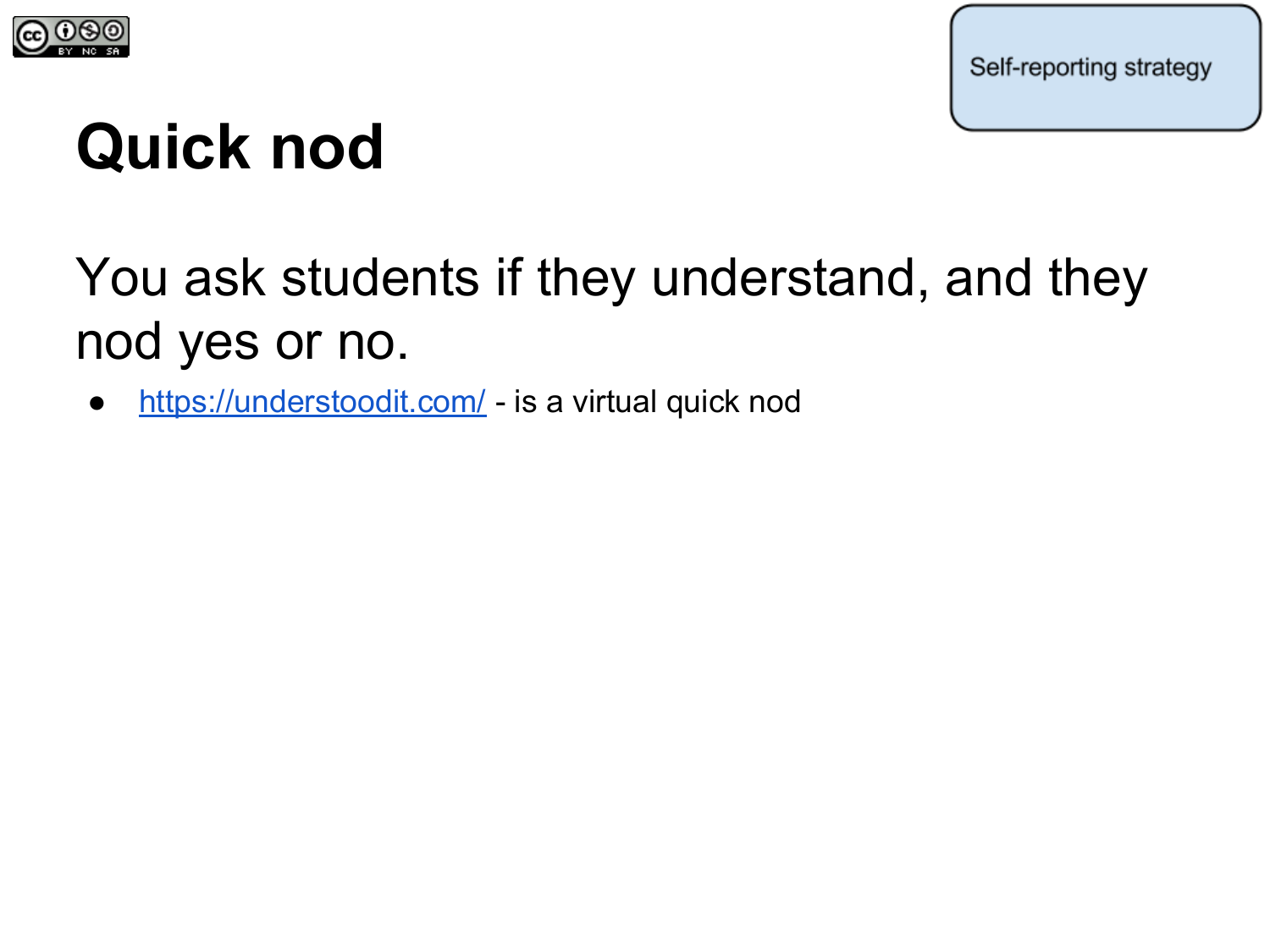Self-reporting strategy

# Quick nod

You ask students if they understand, and they nod yes or no.

- https://understoodit.com/ - is a virtual quick nod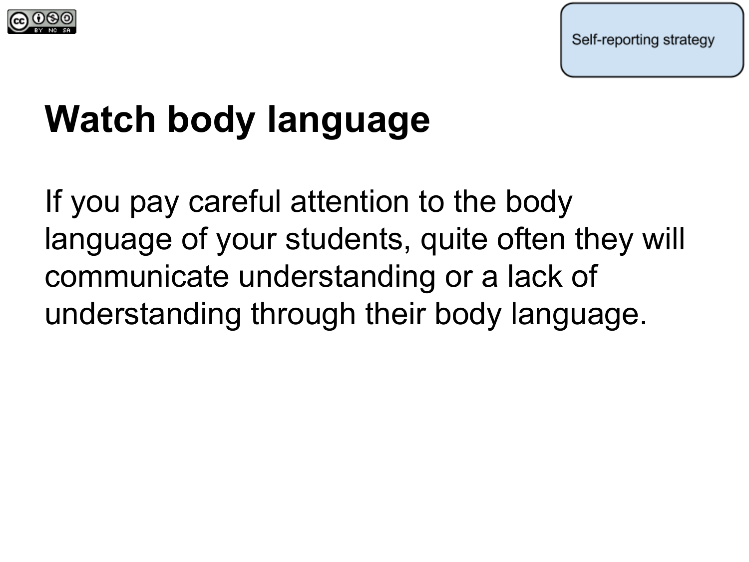Self-reporting strategy

# Watch body language

If you pay careful attention to the body language of your students, quite often they will communicate understanding or a lack of understanding through their body language.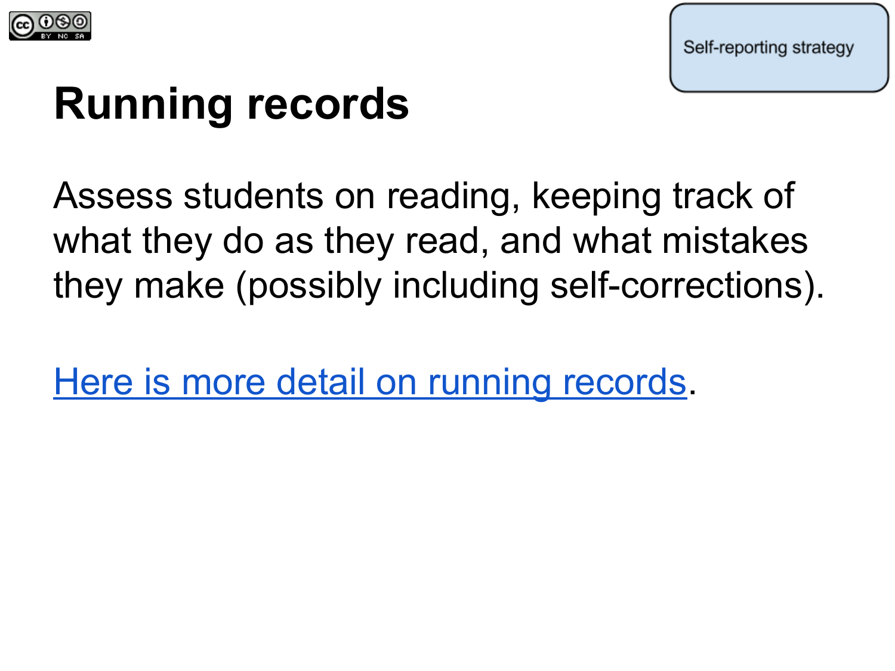Self-reporting strategy

# Running records

Assess students on reading, keeping track of what they do as they read, and what mistakes they make (possibly including self-corrections).

Here is more detail on running records.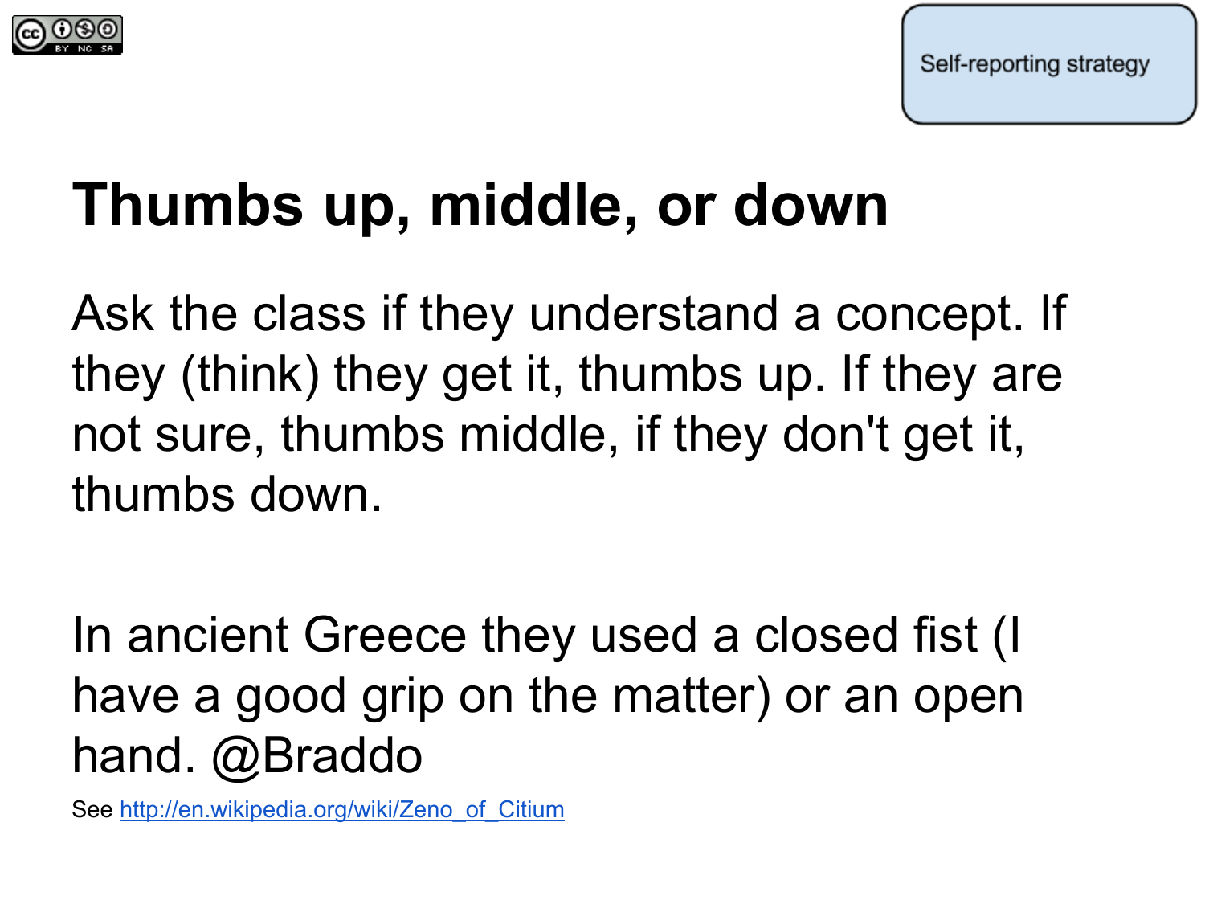Self-reporting strategy

# Thumbs up, middle, or down

Ask the class if they understand a concept. If they (think) they get it, thumbs up. If they are not sure, thumbs middle, if they don't get it, thumbs down.

In ancient Greece they used a closed fist (I have a good grip on the matter) or an open hand. @Braddo

See [http://en.wikipedia.org/wiki/Zeno_of_Citium](http://en.wikipedia.org/wiki/Zeno_of_Citium)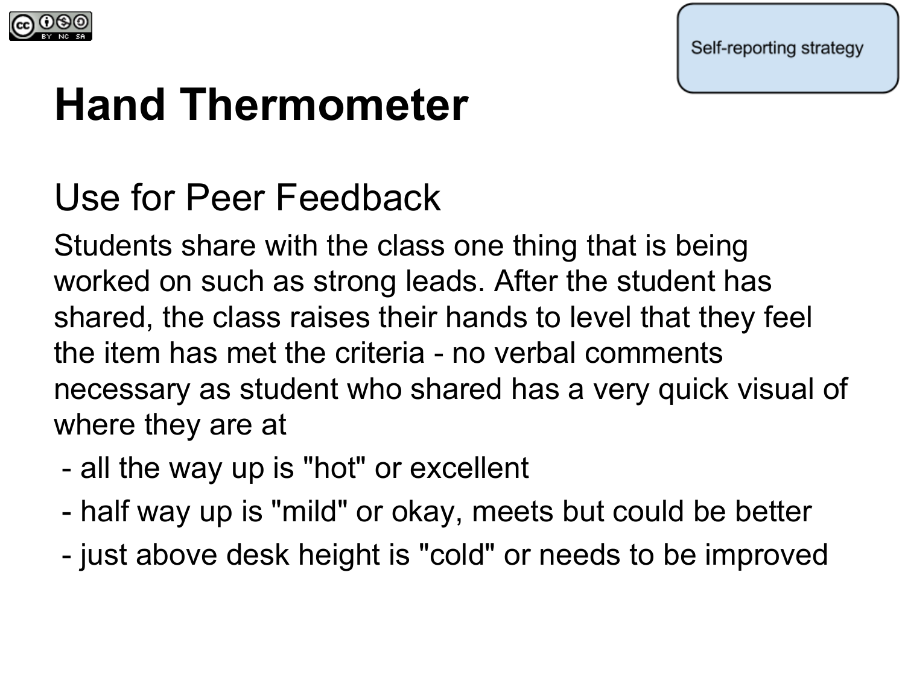Self-reporting strategy

# Hand Thermometer

## Use for Peer Feedback

Students share with the class one thing that is being worked on such as strong leads. After the student has shared, the class raises their hands to level that they feel the item has met the criteria - no verbal comments necessary as student who shared has a very quick visual of where they are at

- all the way up is "hot" or excellent
- half way up is "mild" or okay, meets but could be better
- just above desk height is "cold" or needs to be improved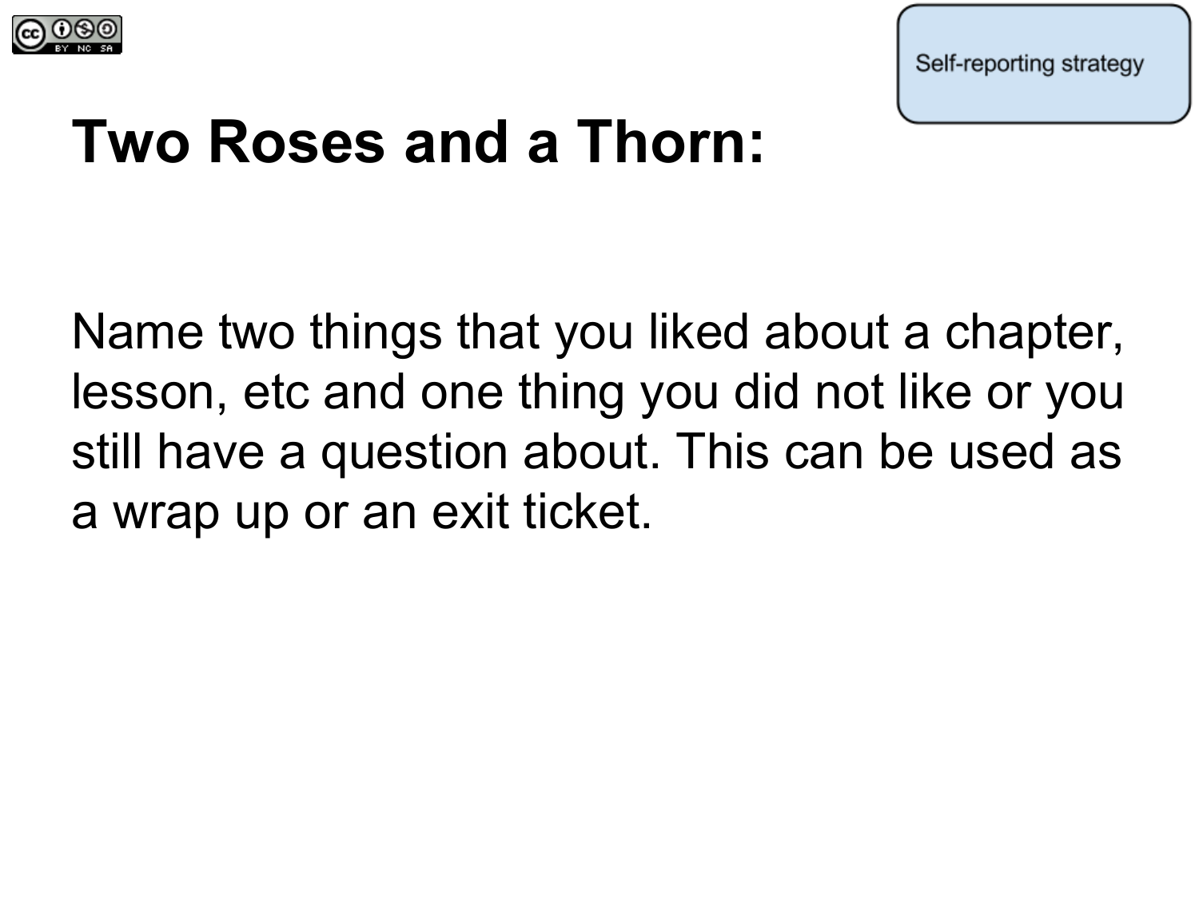Self-reporting strategy

# Two Roses and a Thorn:

Name two things that you liked about a chapter, lesson, etc and one thing you did not like or you still have a question about. This can be used as a wrap up or an exit ticket.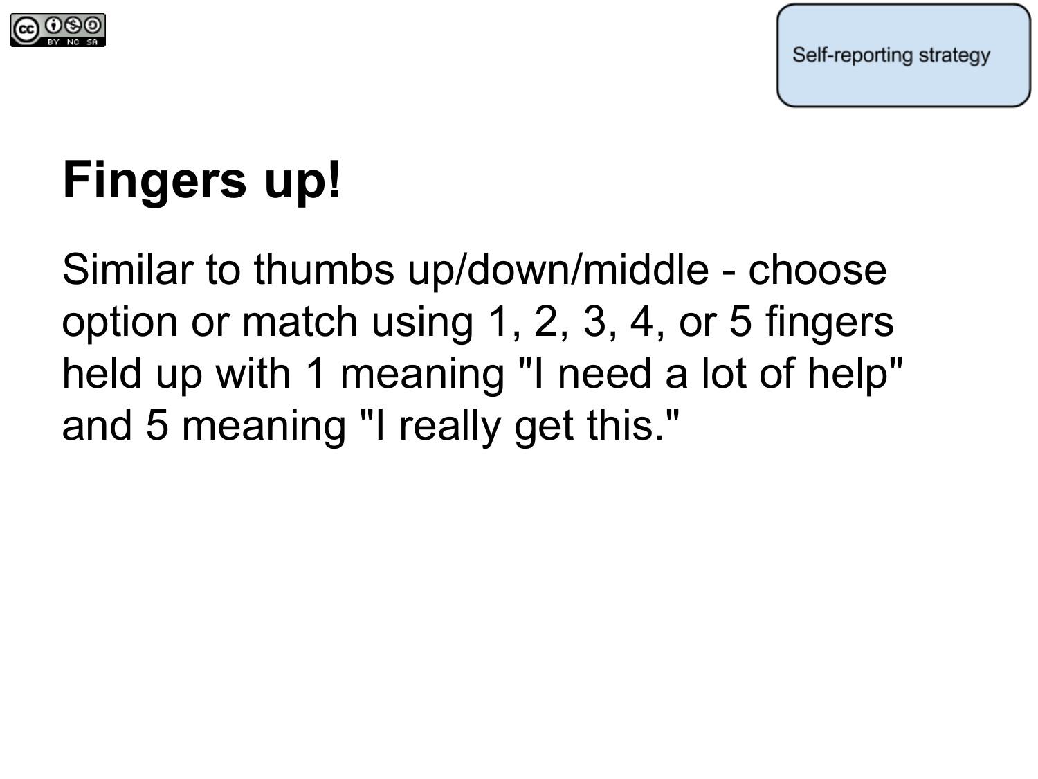Self-reporting strategy

# Fingers up!

Similar to thumbs up/down/middle - choose option or match using 1, 2, 3, 4, or 5 fingers held up with 1 meaning "I need a lot of help" and 5 meaning "I really get this."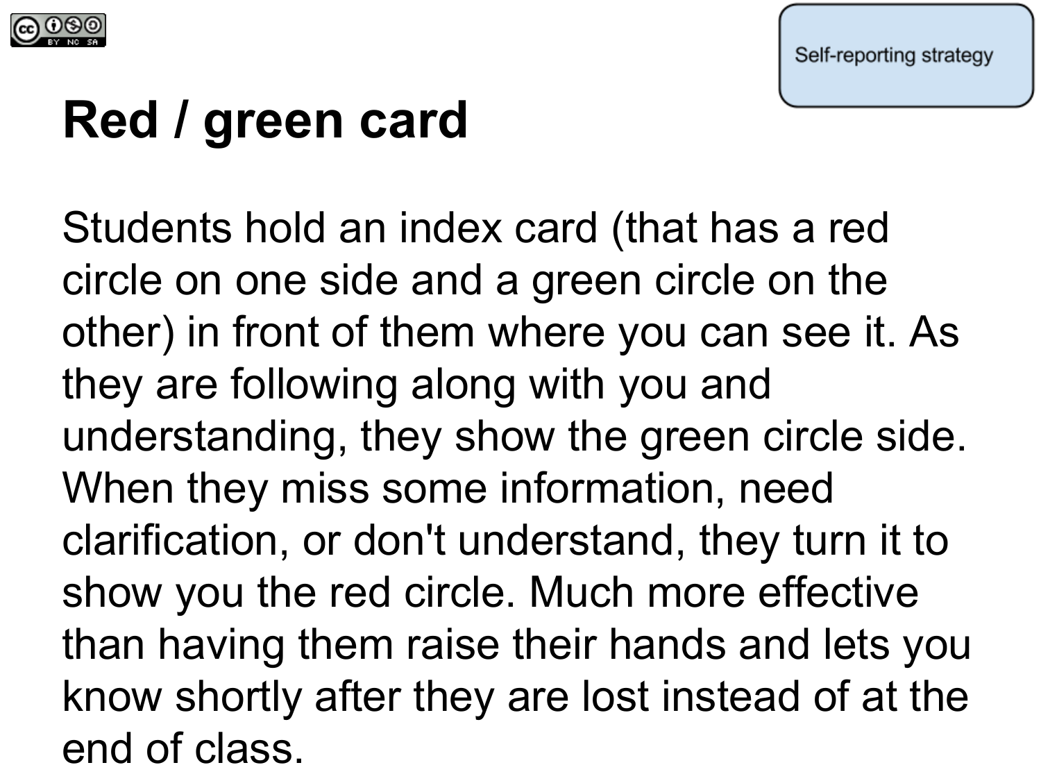Self-reporting strategy

# Red / green card

Students hold an index card (that has a red circle on one side and a green circle on the other) in front of them where you can see it. As they are following along with you and understanding, they show the green circle side. When they miss some information, need clarification, or don't understand, they turn it to show you the red circle. Much more effective than having them raise their hands and lets you know shortly after they are lost instead of at the end of class.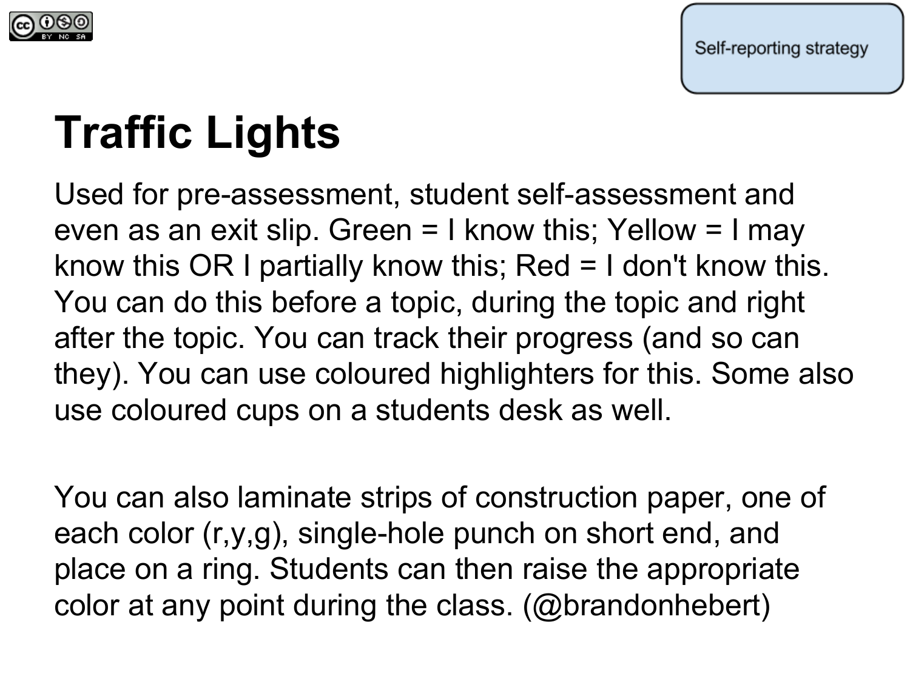Self-reporting strategy

# Traffic Lights

Used for pre-assessment, student self-assessment and even as an exit slip. Green = I know this; Yellow = I may know this OR I partially know this; Red = I don't know this. You can do this before a topic, during the topic and right after the topic. You can track their progress (and so can they). You can use coloured highlighters for this. Some also use coloured cups on a students desk as well.

You can also laminate strips of construction paper, one of each color (r,y,g), single-hole punch on short end, and place on a ring. Students can then raise the appropriate color at any point during the class. (@brandonhebert)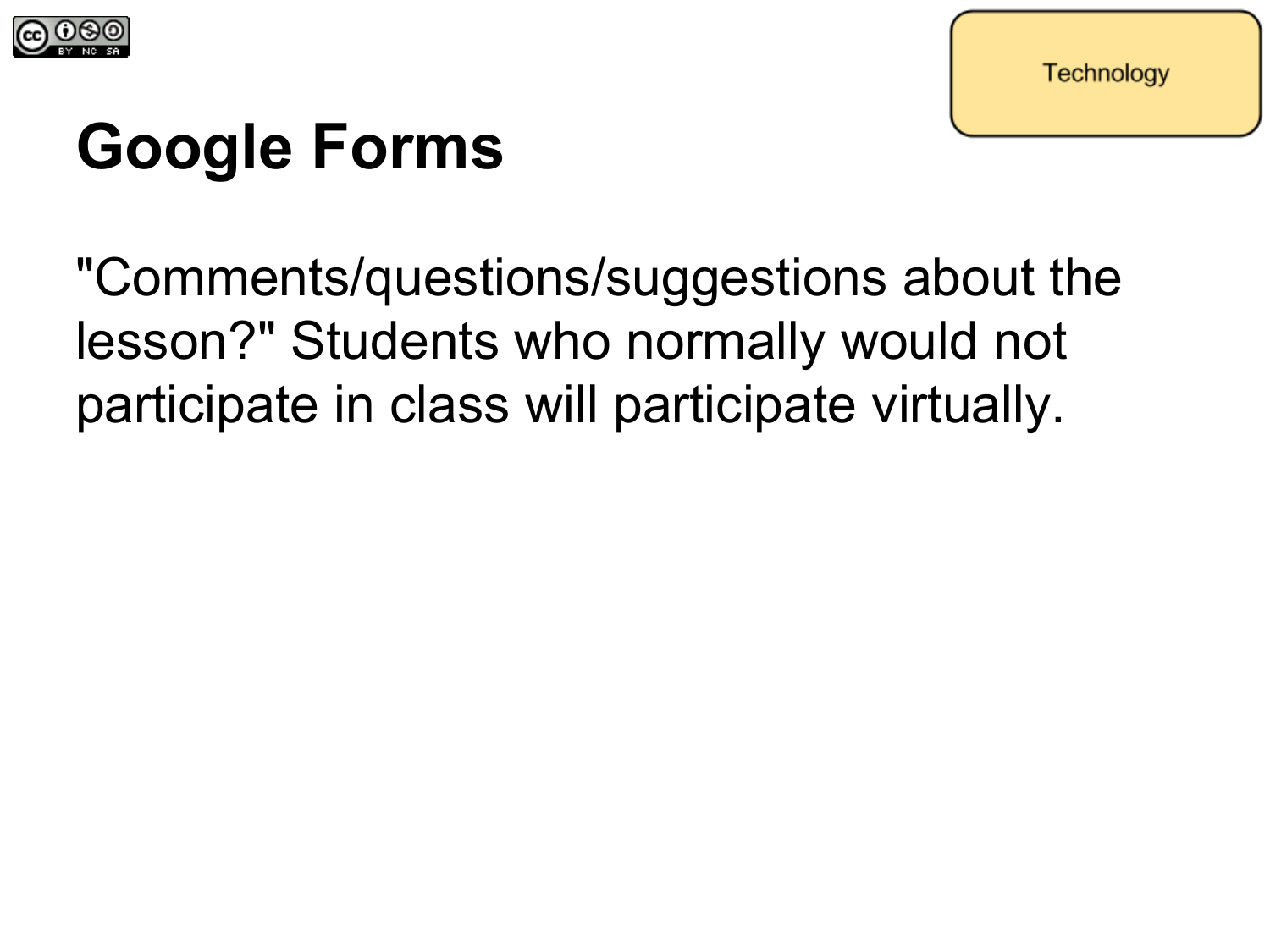Technology

# Google Forms

"Comments/questions/suggestions about the lesson?" Students who normally would not participate in class will participate virtually.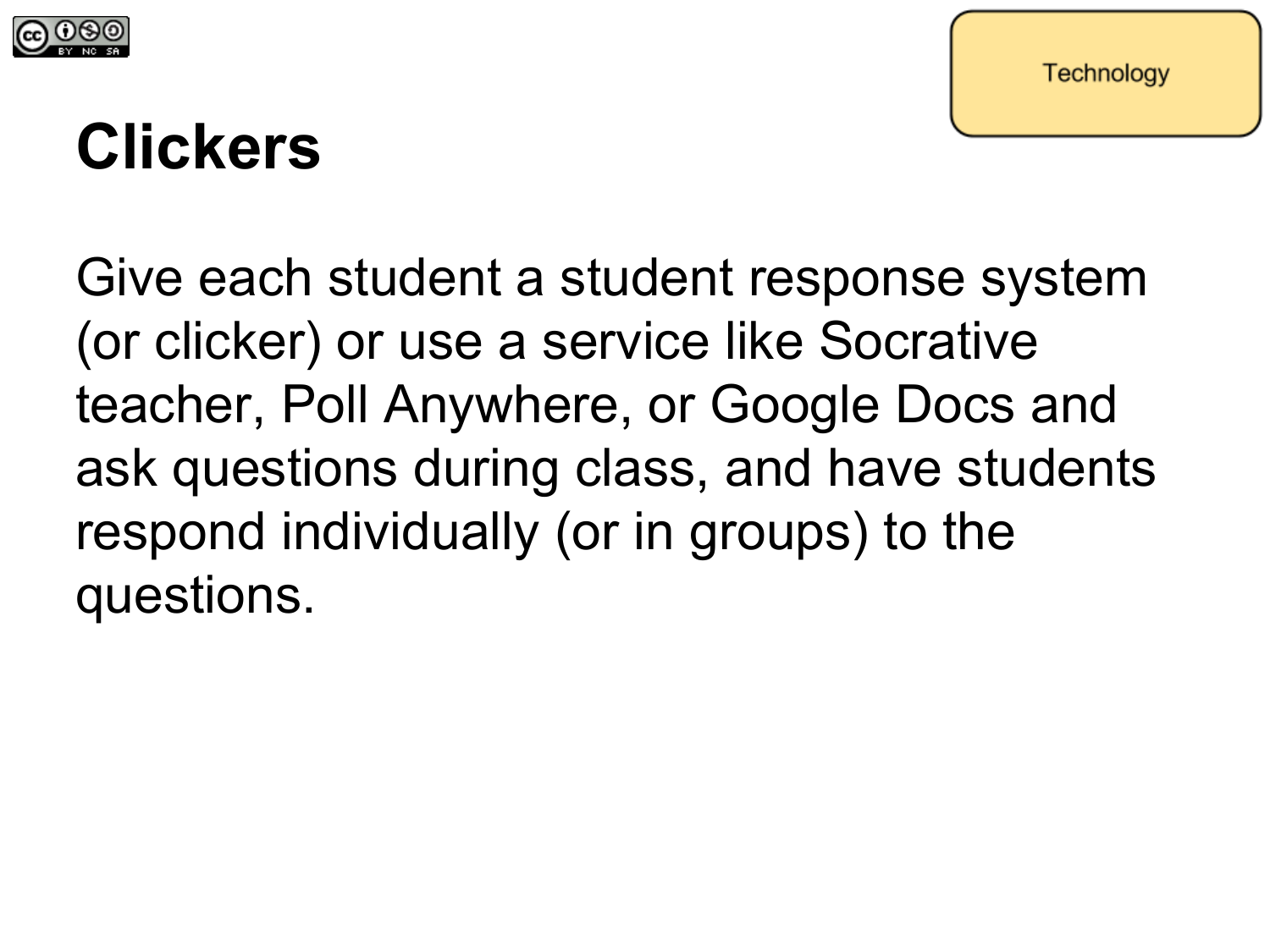Technology

# Clickers

Give each student a student response system (or clicker) or use a service like Socrative teacher, Poll Anywhere, or Google Docs and ask questions during class, and have students respond individually (or in groups) to the questions.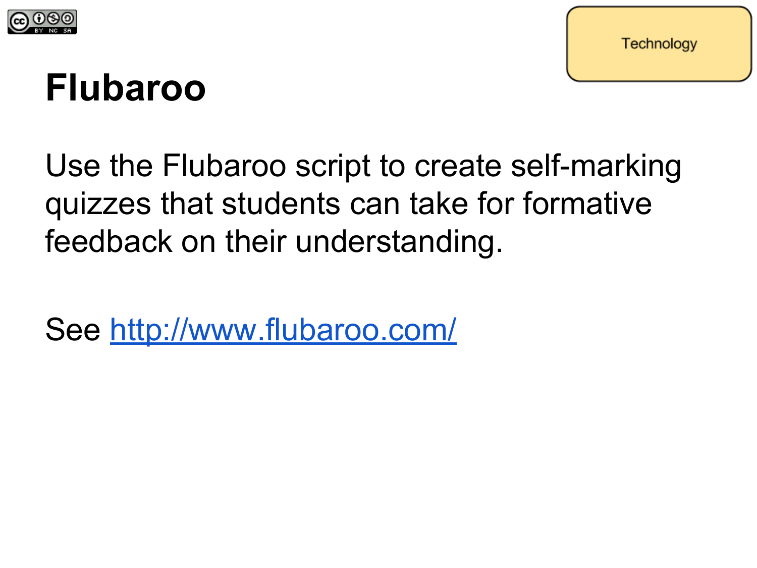Technology

# Flubaroo

Use the Flubaroo script to create self-marking quizzes that students can take for formative feedback on their understanding.

See http://www.flubaroo.com/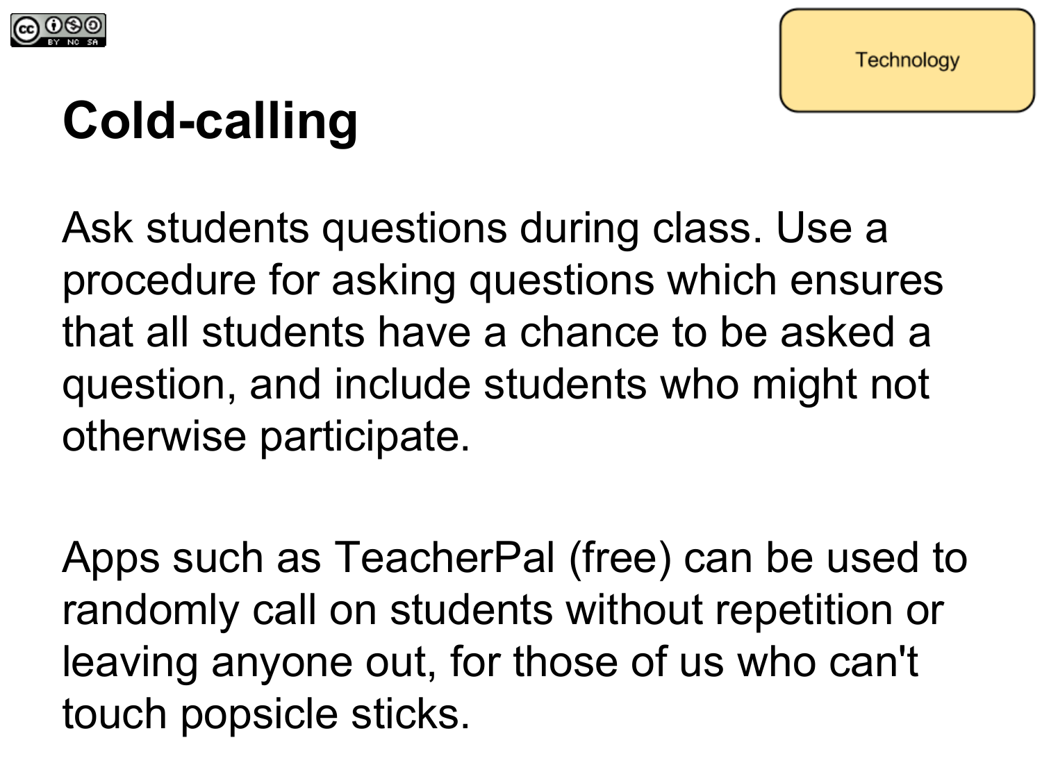Technology

# Cold-calling

Ask students questions during class. Use a procedure for asking questions which ensures that all students have a chance to be asked a question, and include students who might not otherwise participate.

Apps such as TeacherPal (free) can be used to randomly call on students without repetition or leaving anyone out, for those of us who can't touch popsicle sticks.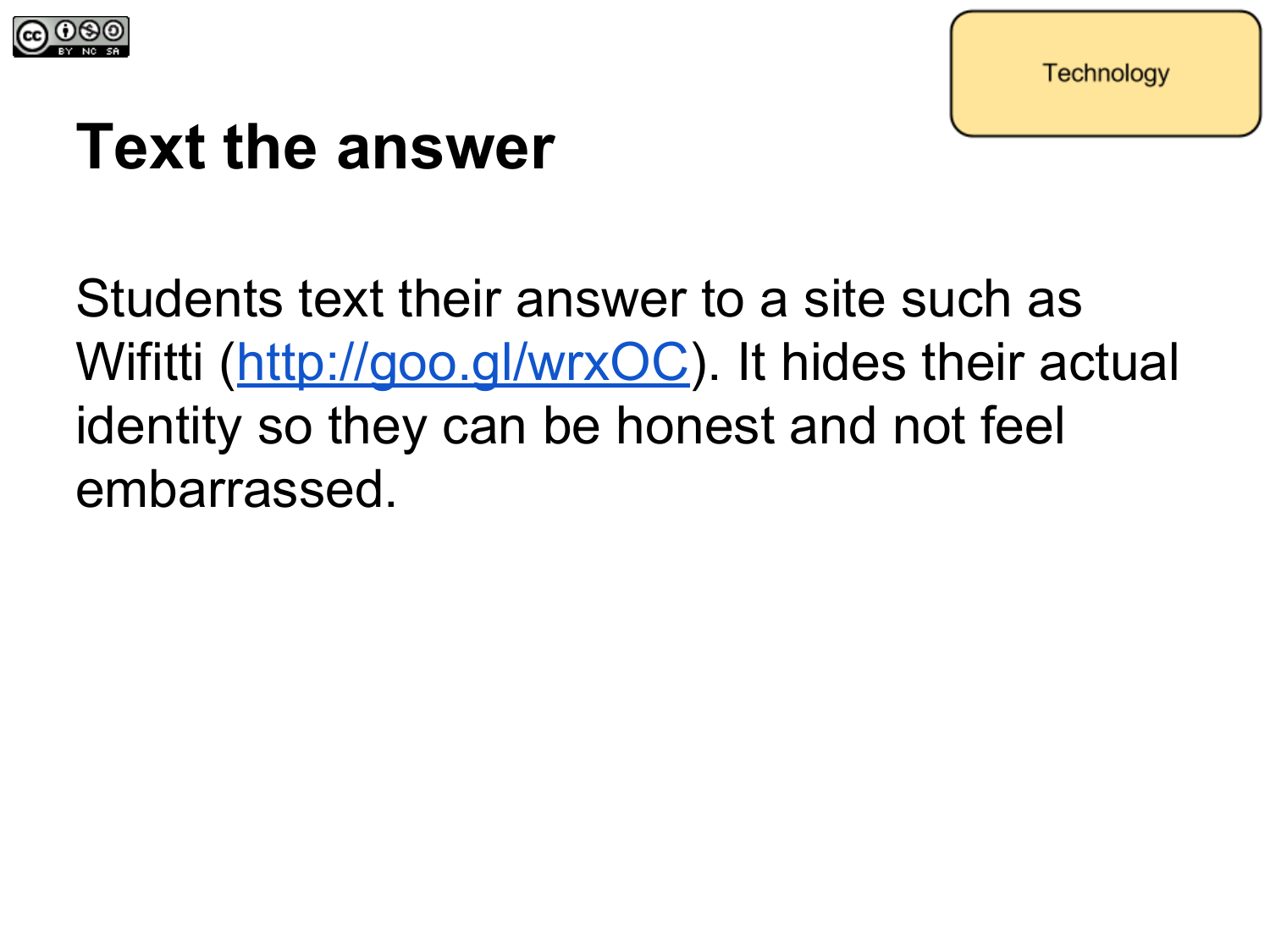Technology

# Text the answer

Students text their answer to a site such as Wifitti ([http://goo.gl/wrxOC](http://goo.gl/wrxOC)). It hides their actual identity so they can be honest and not feel embarrassed.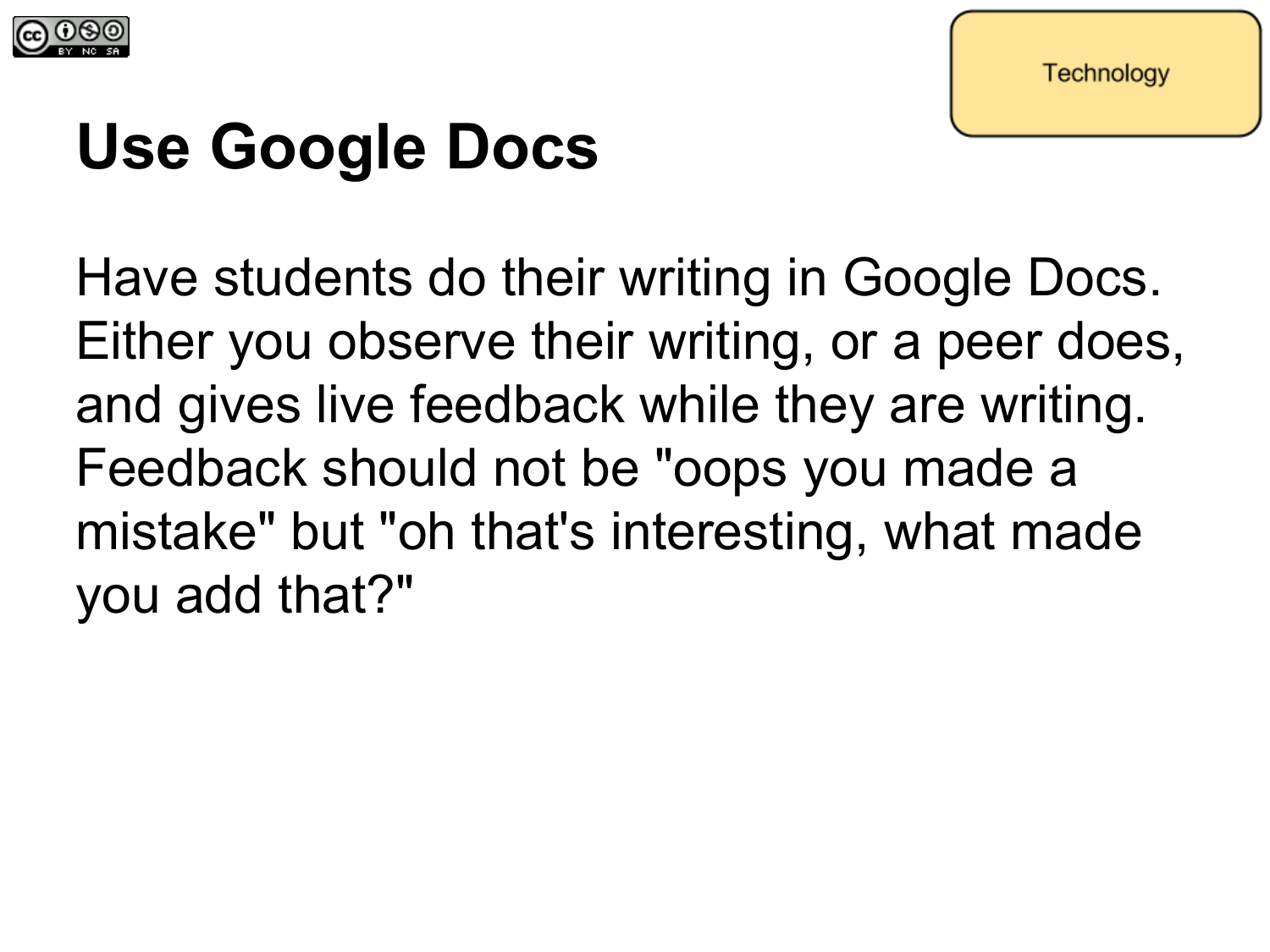Technology

# Use Google Docs

Have students do their writing in Google Docs. Either you observe their writing, or a peer does, and gives live feedback while they are writing. Feedback should not be "oops you made a mistake" but "oh that's interesting, what made you add that?"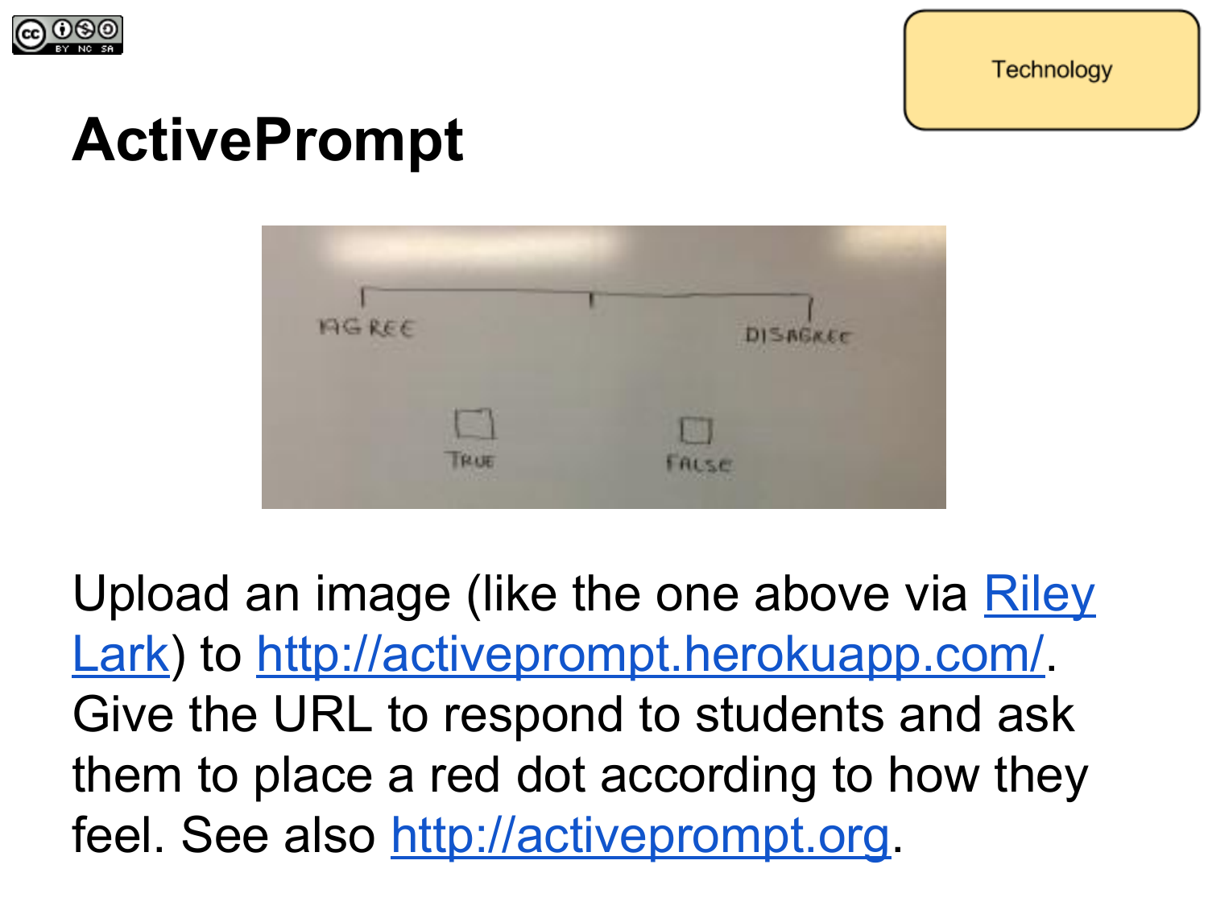Technology

# ActivePrompt

Upload an image (like the one above via [Riley Lark](Riley Lark)) to [http://activeprompt.herokuapp.com/](http://activeprompt.herokuapp.com/). Give the URL to respond to students and ask them to place a red dot according to how they feel. See also [http://activeprompt.org](http://activeprompt.org).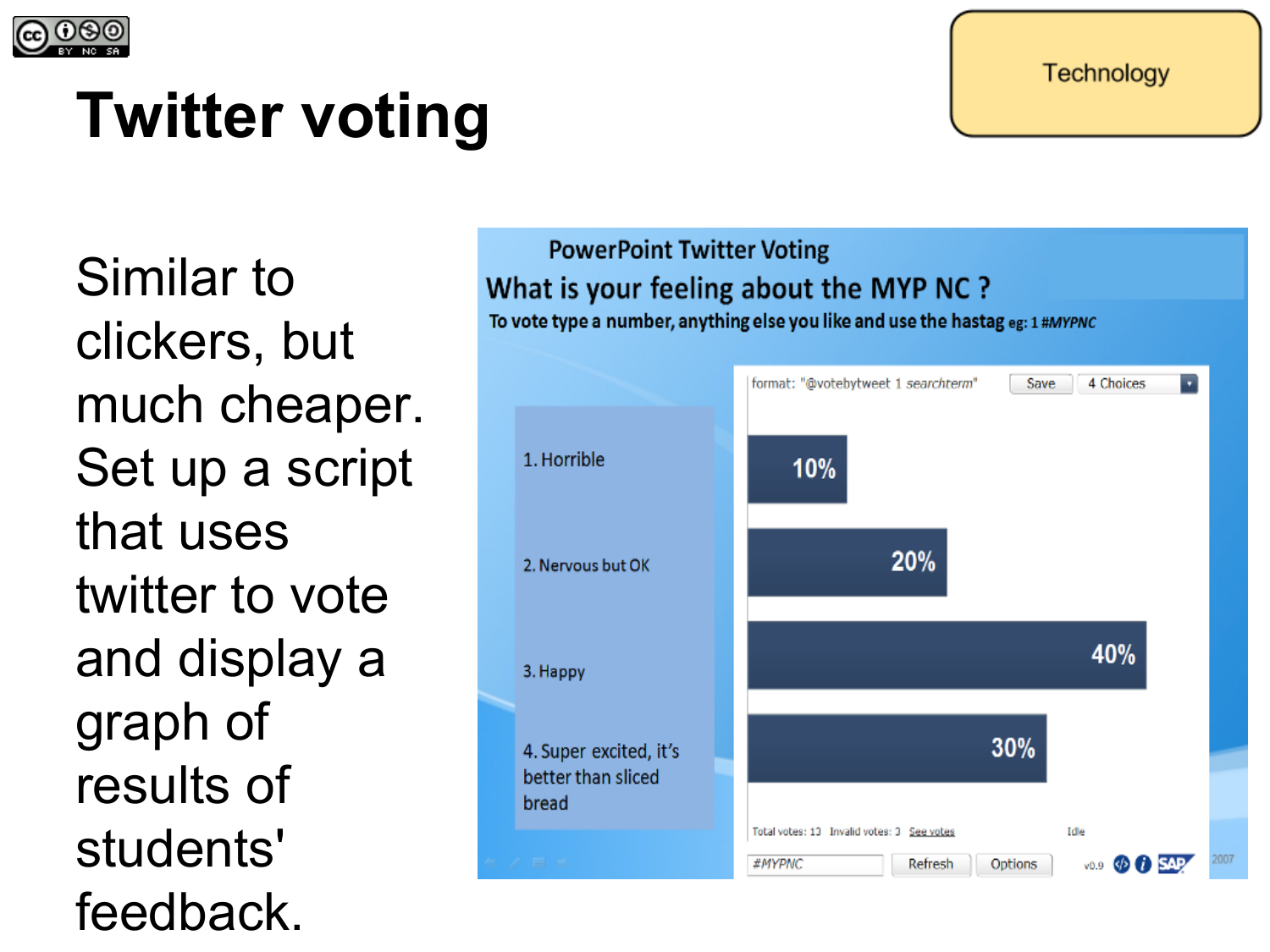# Twitter voting

Technology

Similar to clickers, but much cheaper. Set up a script that uses twitter to vote and display a graph of results of students' feedback.

PowerPoint Twitter Voting

What is your feeling about the MYP NC ?

To vote type a number, anything else you like and use the hastag eg: 1 #MYPNC

format: "@votebytweet 1 searchterm" Save 4 Choices

| Choice | Result |
|---|---|
| 1. Horrible | 10% |
| 2. Nervous but OK | 20% |
| 3. Happy | 40% |
| 4. Super excited, it's better than sliced bread | 30% |

Total votes: 13 Invalid votes: 3 See votes Idle

#MYPNC Refresh Options v0.9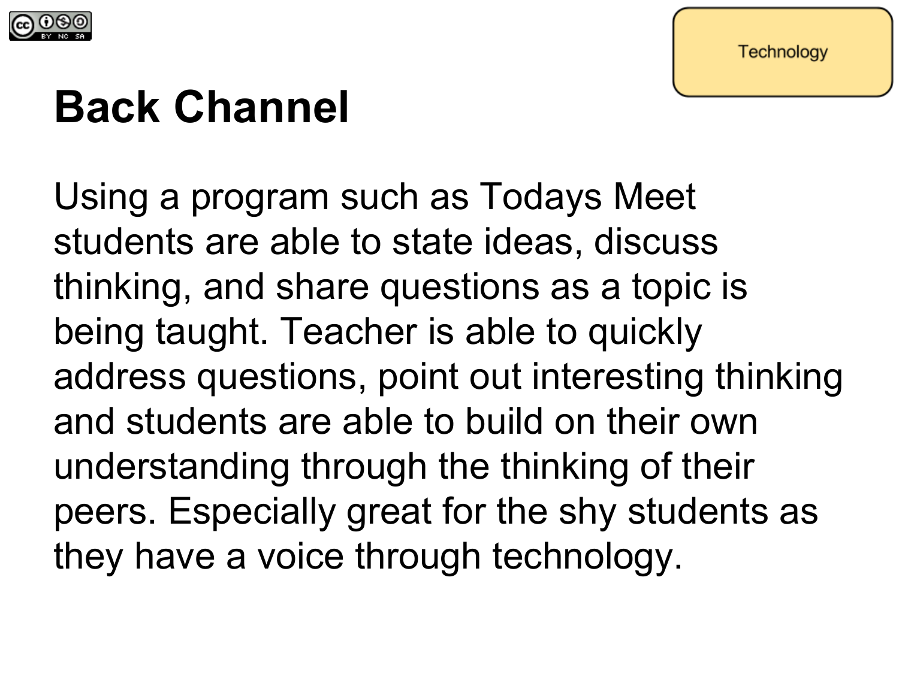Technology

# Back Channel

Using a program such as Todays Meet students are able to state ideas, discuss thinking, and share questions as a topic is being taught. Teacher is able to quickly address questions, point out interesting thinking and students are able to build on their own understanding through the thinking of their peers. Especially great for the shy students as they have a voice through technology.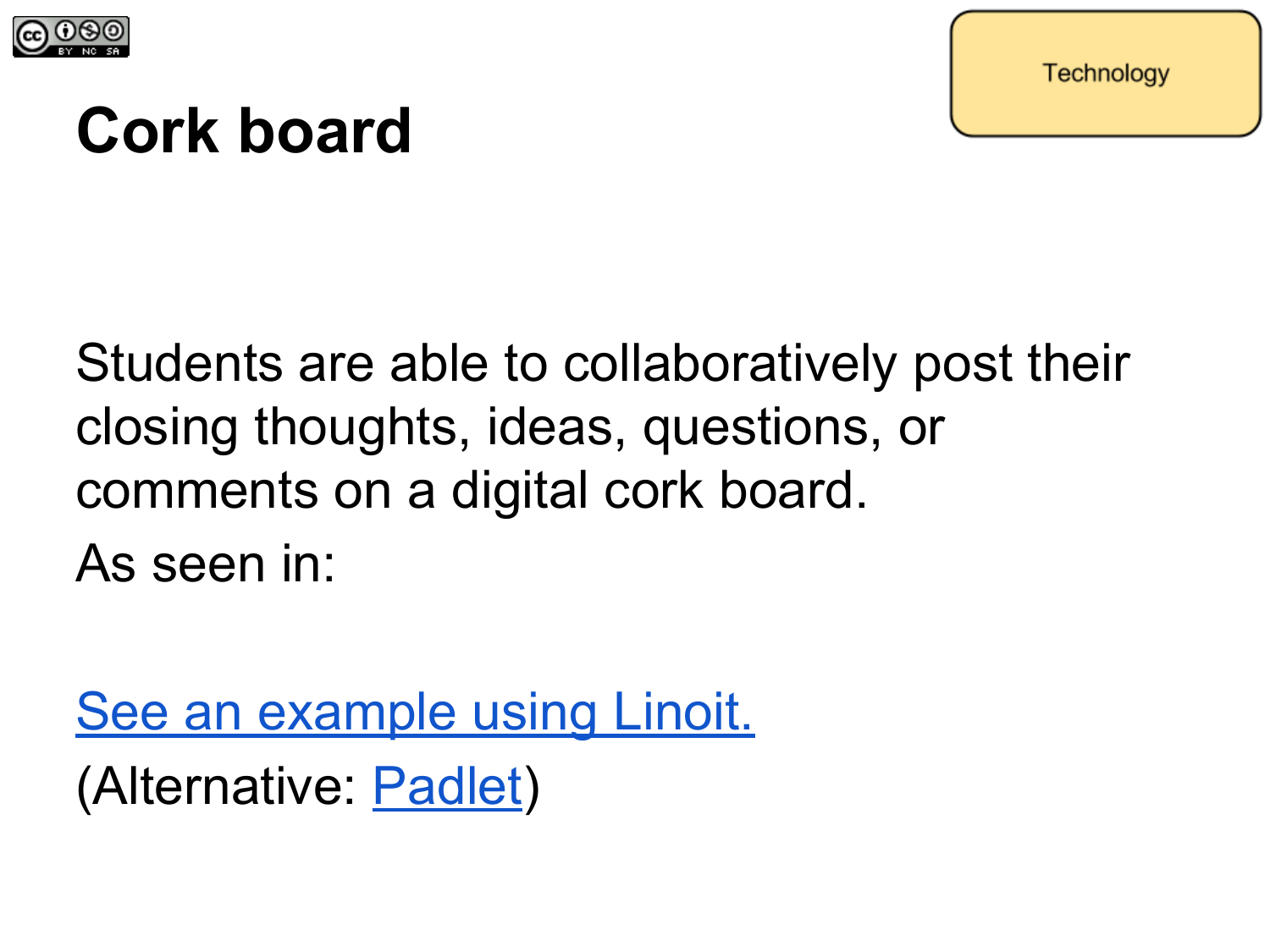Technology

# Cork board

Students are able to collaboratively post their closing thoughts, ideas, questions, or comments on a digital cork board.

As seen in:

See an example using Linoit.

(Alternative: Padlet)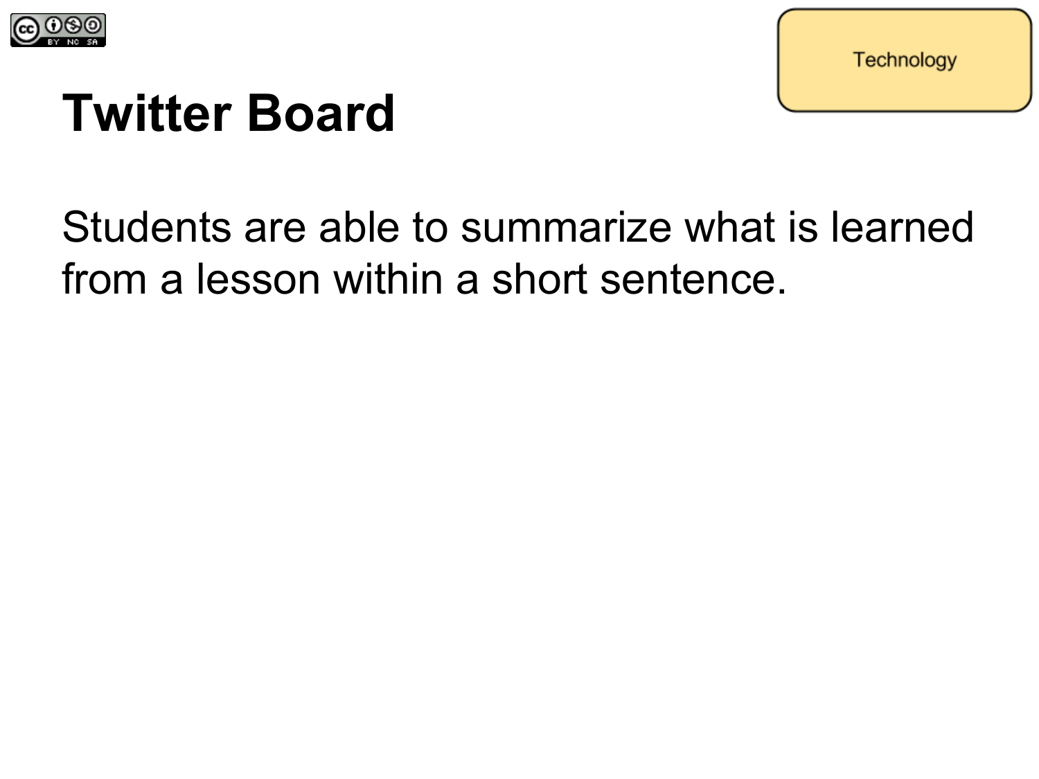Technology

# Twitter Board

Students are able to summarize what is learned from a lesson within a short sentence.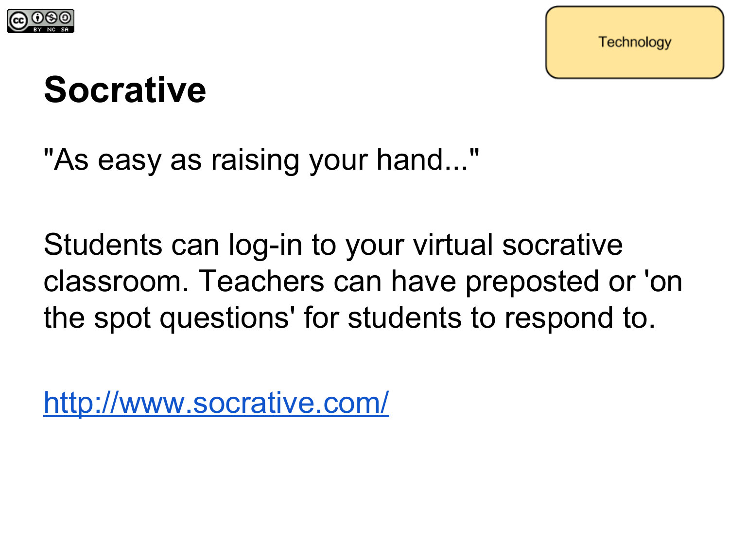Technology

# Socrative

"As easy as raising your hand..."

Students can log-in to your virtual socrative classroom. Teachers can have preposted or 'on the spot questions' for students to respond to.

http://www.socrative.com/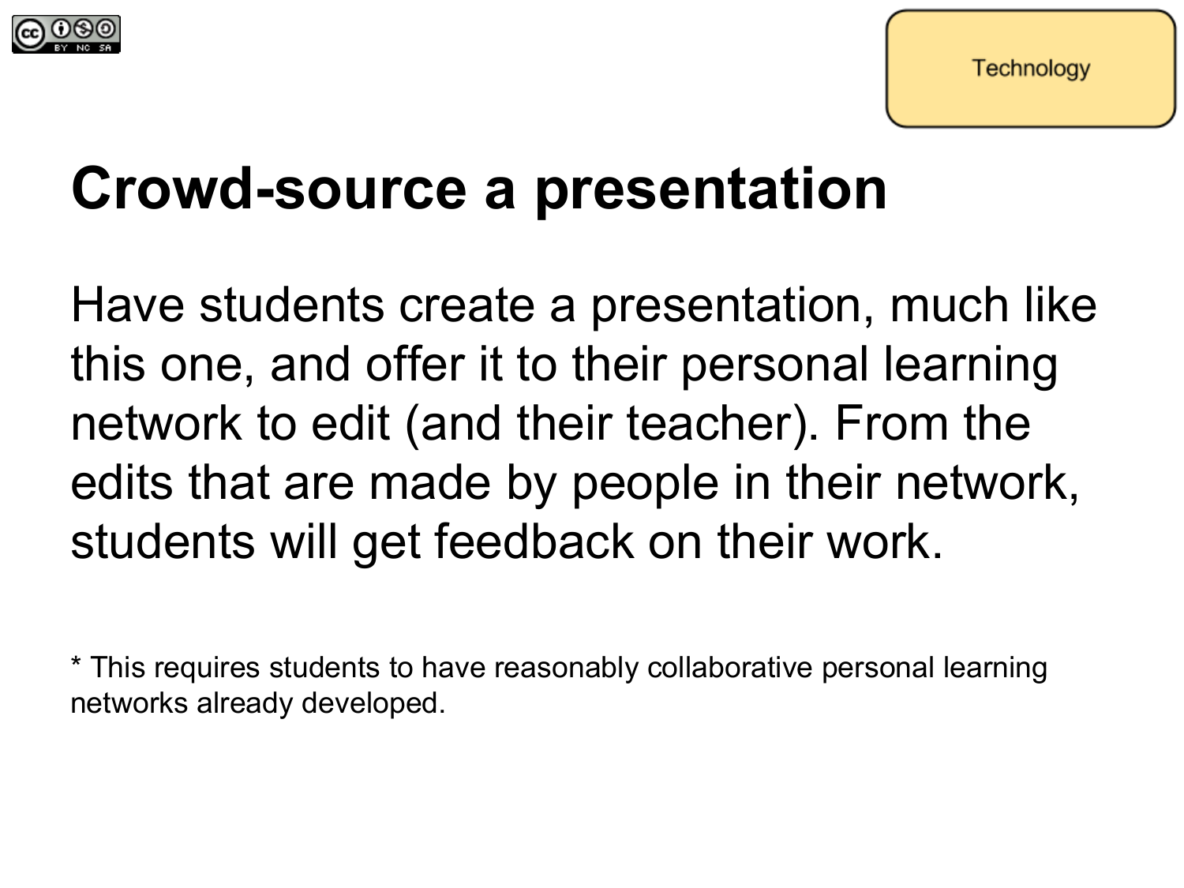Technology

# Crowd-source a presentation

Have students create a presentation, much like this one, and offer it to their personal learning network to edit (and their teacher). From the edits that are made by people in their network, students will get feedback on their work.

* This requires students to have reasonably collaborative personal learning networks already developed.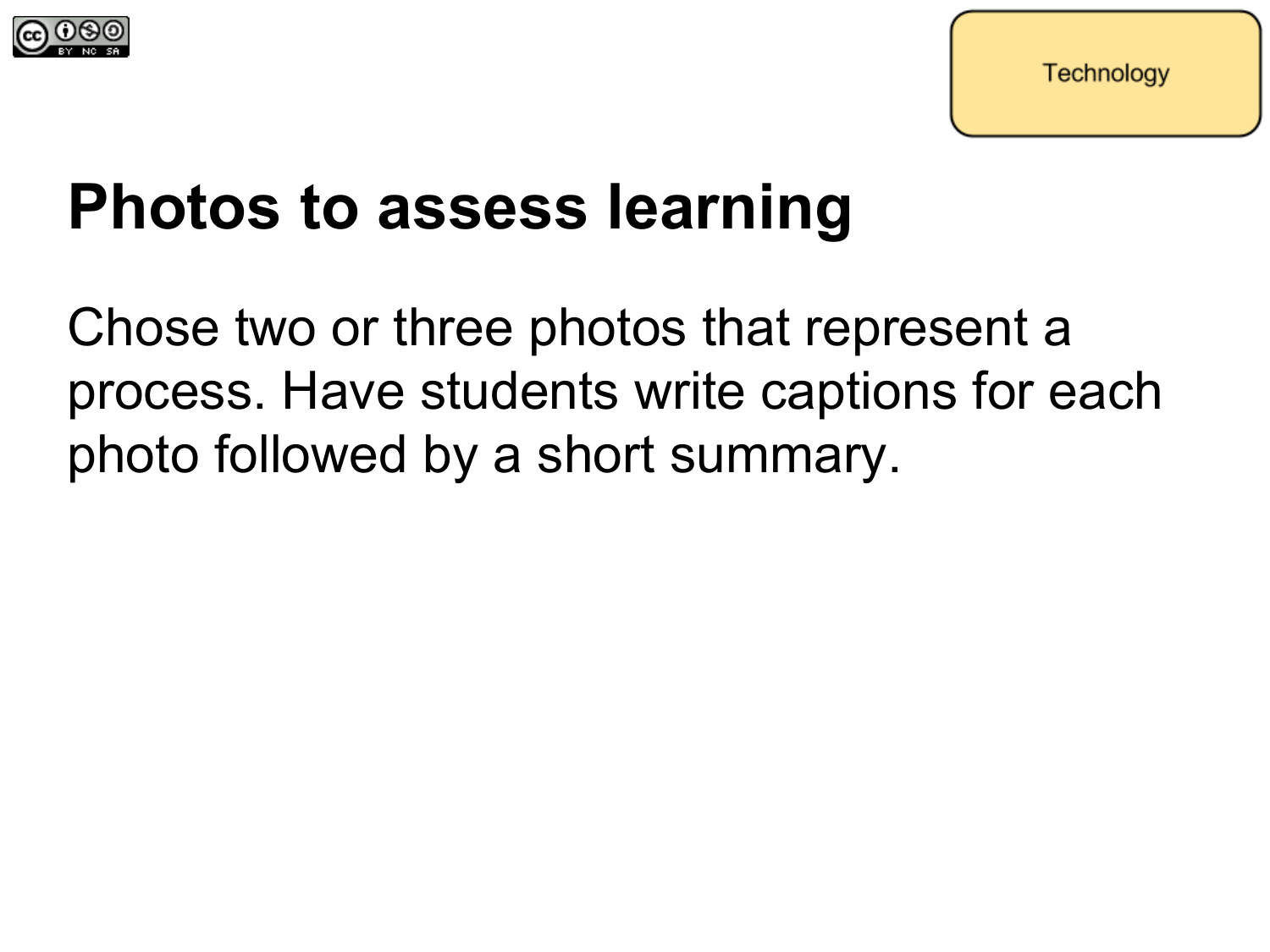Technology

# Photos to assess learning

Chose two or three photos that represent a process. Have students write captions for each photo followed by a short summary.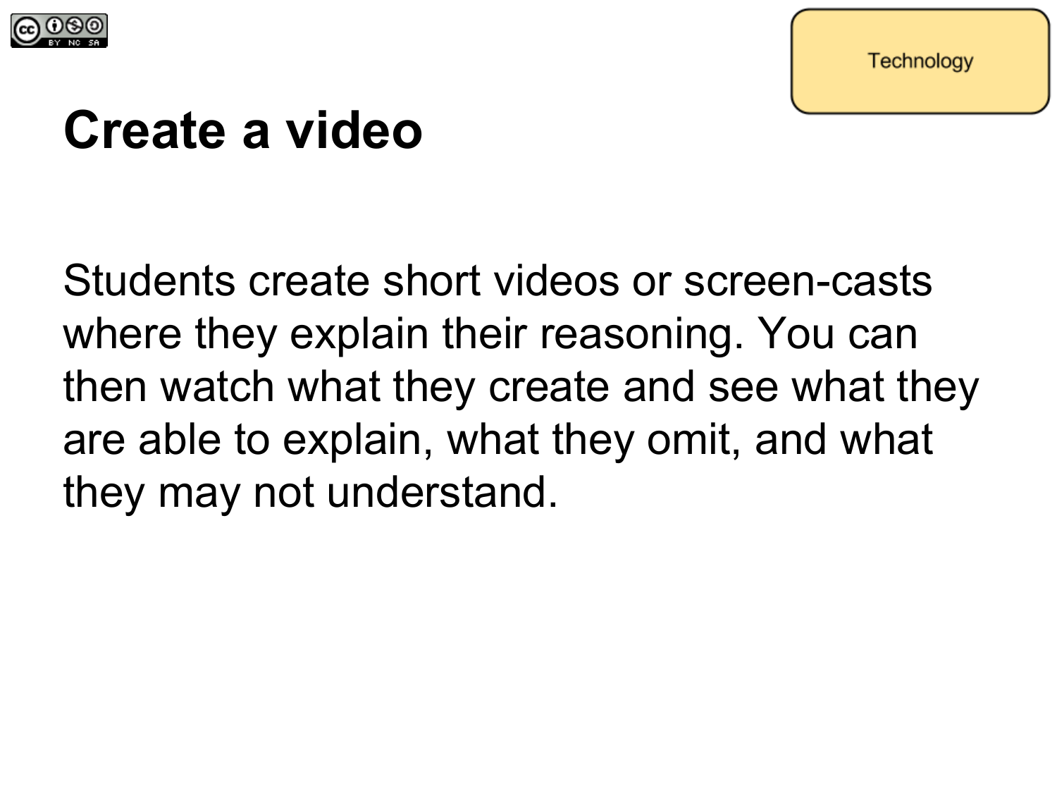Technology

# Create a video

Students create short videos or screen-casts where they explain their reasoning. You can then watch what they create and see what they are able to explain, what they omit, and what they may not understand.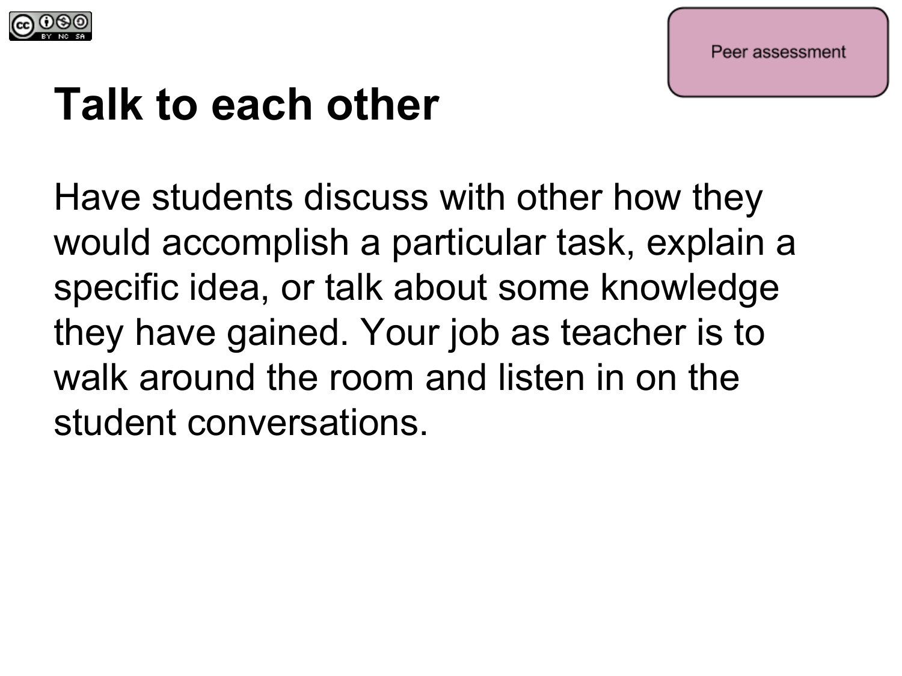Peer assessment

# Talk to each other

Have students discuss with other how they would accomplish a particular task, explain a specific idea, or talk about some knowledge they have gained. Your job as teacher is to walk around the room and listen in on the student conversations.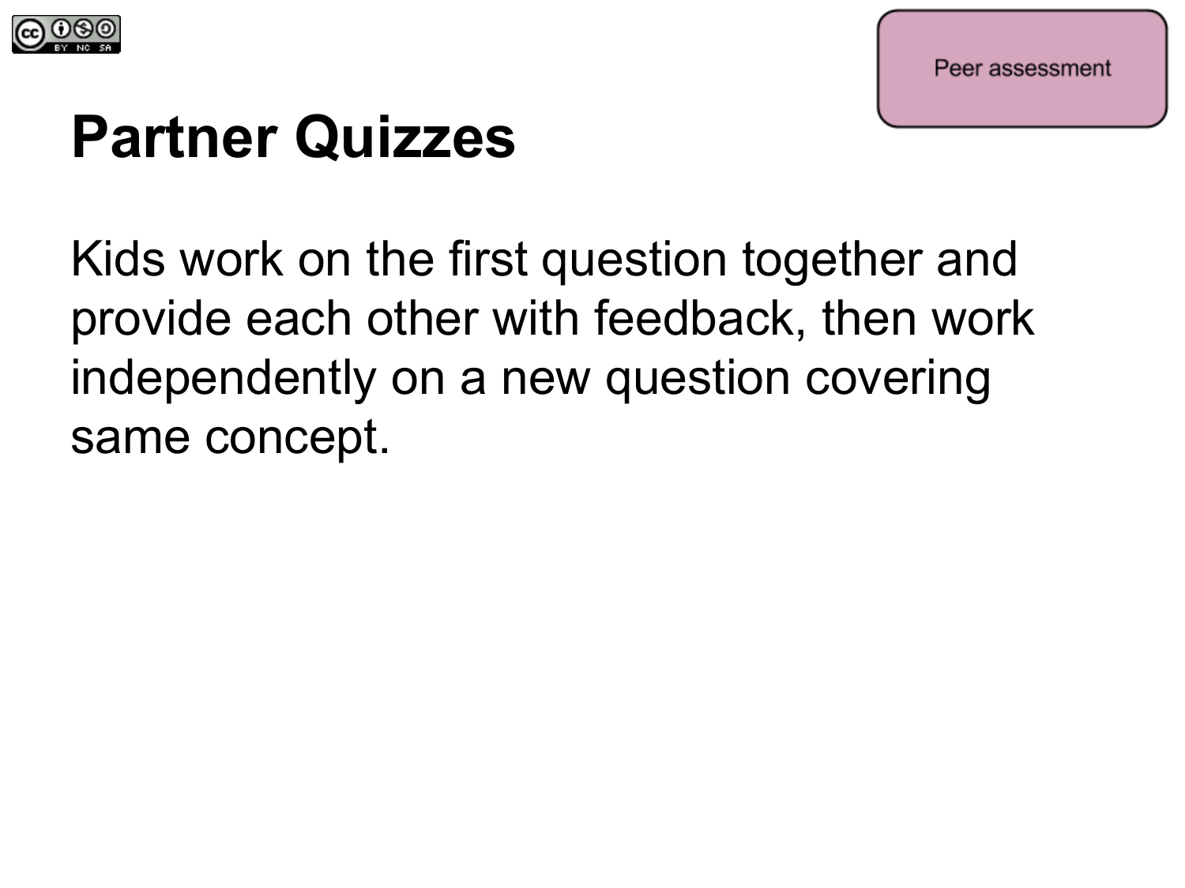Peer assessment

# Partner Quizzes

Kids work on the first question together and provide each other with feedback, then work independently on a new question covering same concept.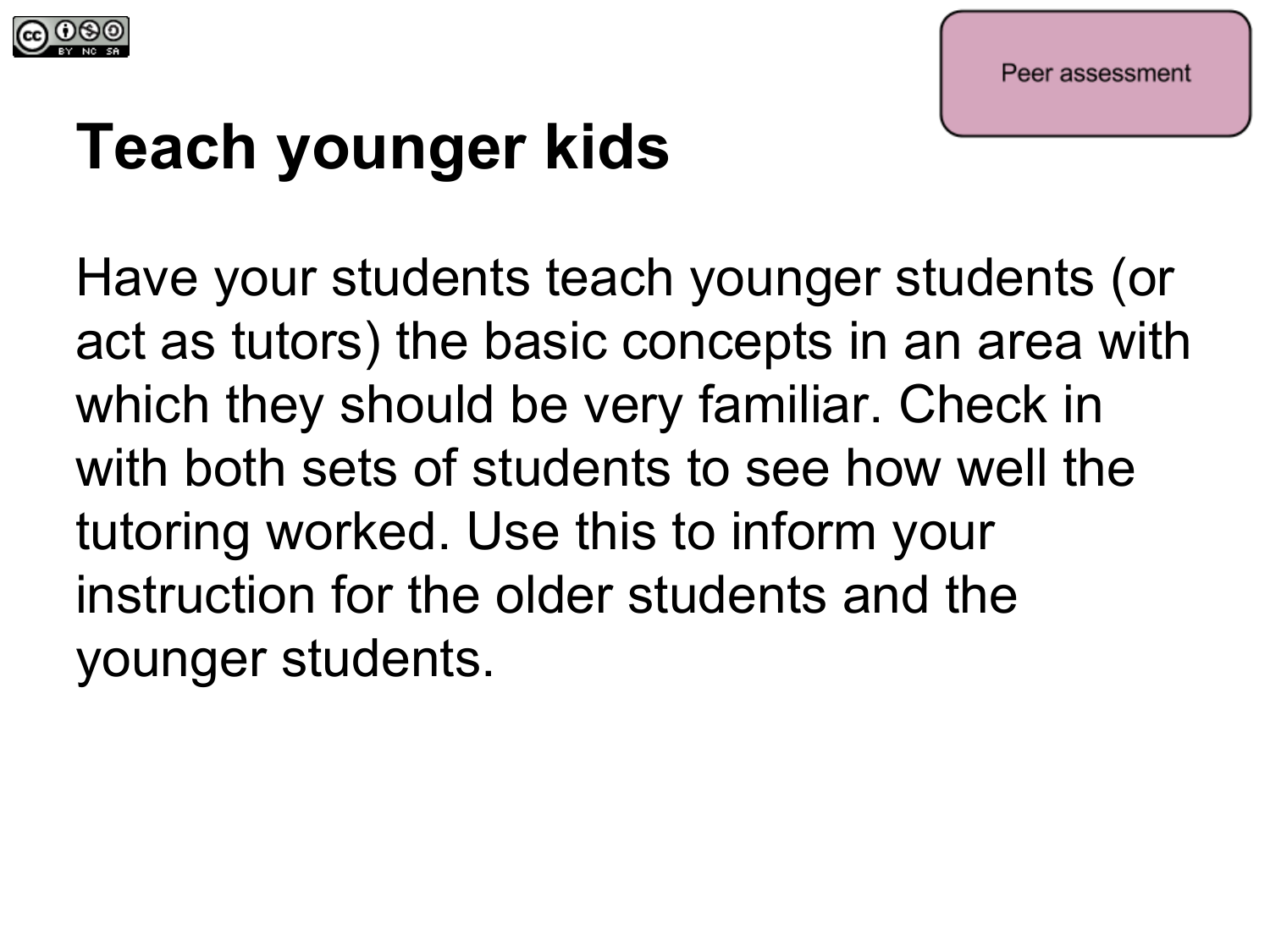Peer assessment

# Teach younger kids

Have your students teach younger students (or act as tutors) the basic concepts in an area with which they should be very familiar. Check in with both sets of students to see how well the tutoring worked. Use this to inform your instruction for the older students and the younger students.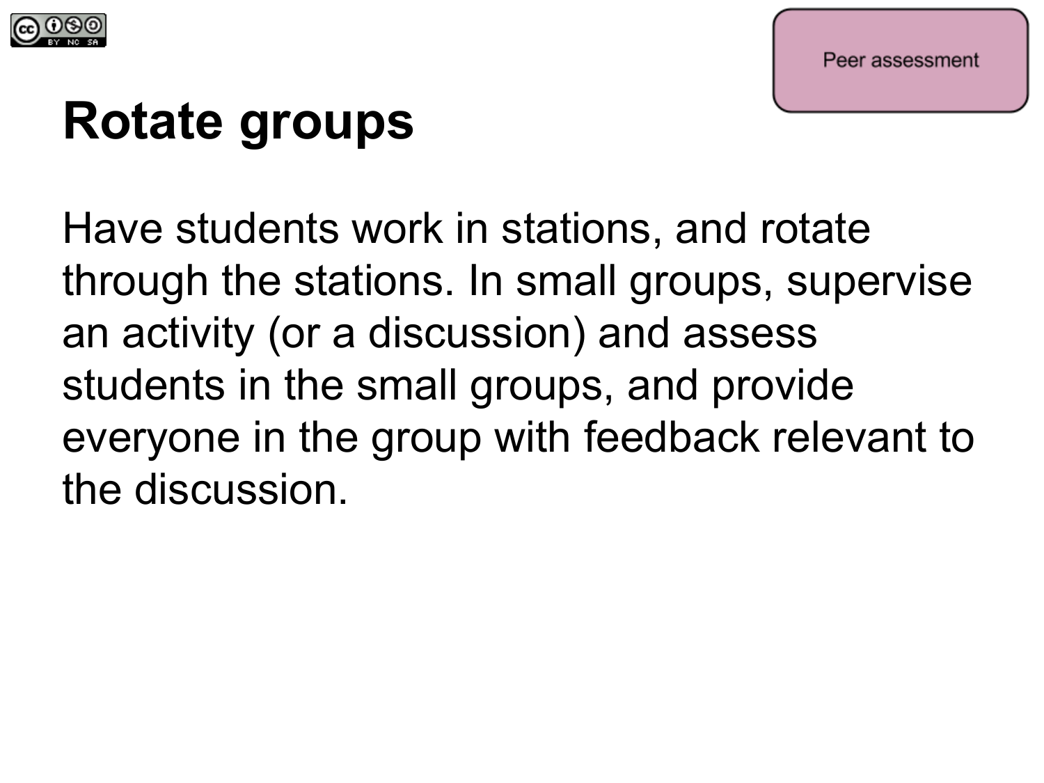Peer assessment

# Rotate groups

Have students work in stations, and rotate through the stations. In small groups, supervise an activity (or a discussion) and assess students in the small groups, and provide everyone in the group with feedback relevant to the discussion.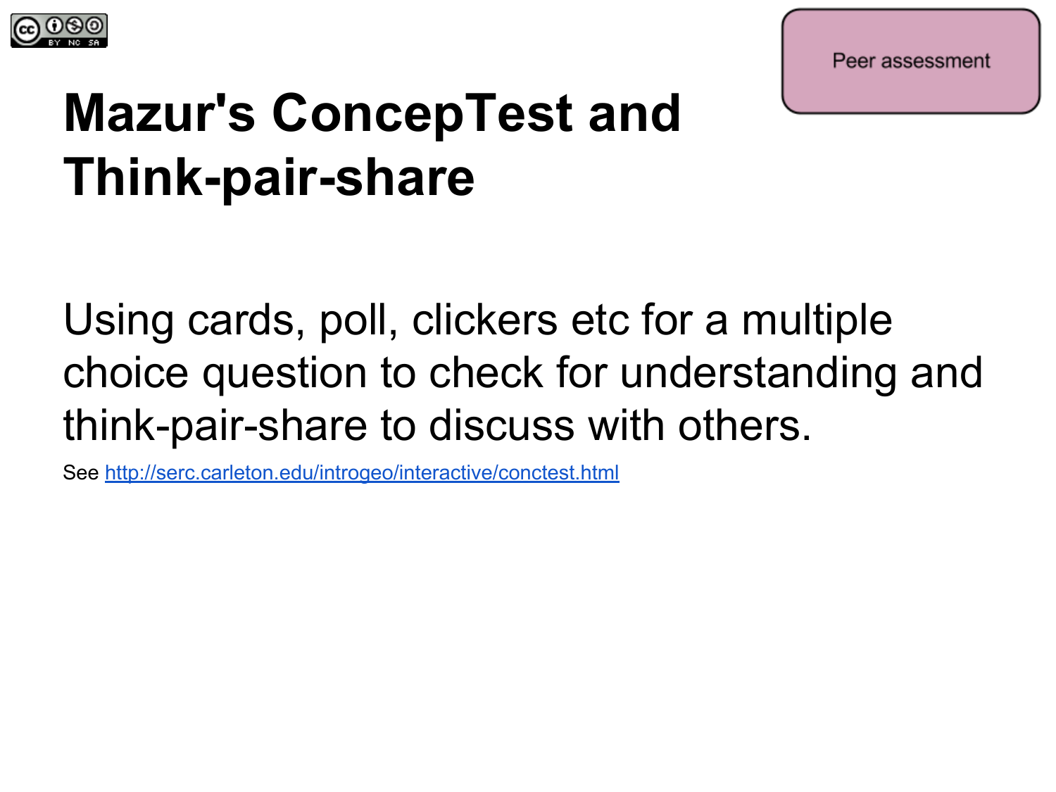Peer assessment

# Mazur's ConcepTest and Think-pair-share

Using cards, poll, clickers etc for a multiple choice question to check for understanding and think-pair-share to discuss with others.

See http://serc.carleton.edu/introgeo/interactive/conctest.html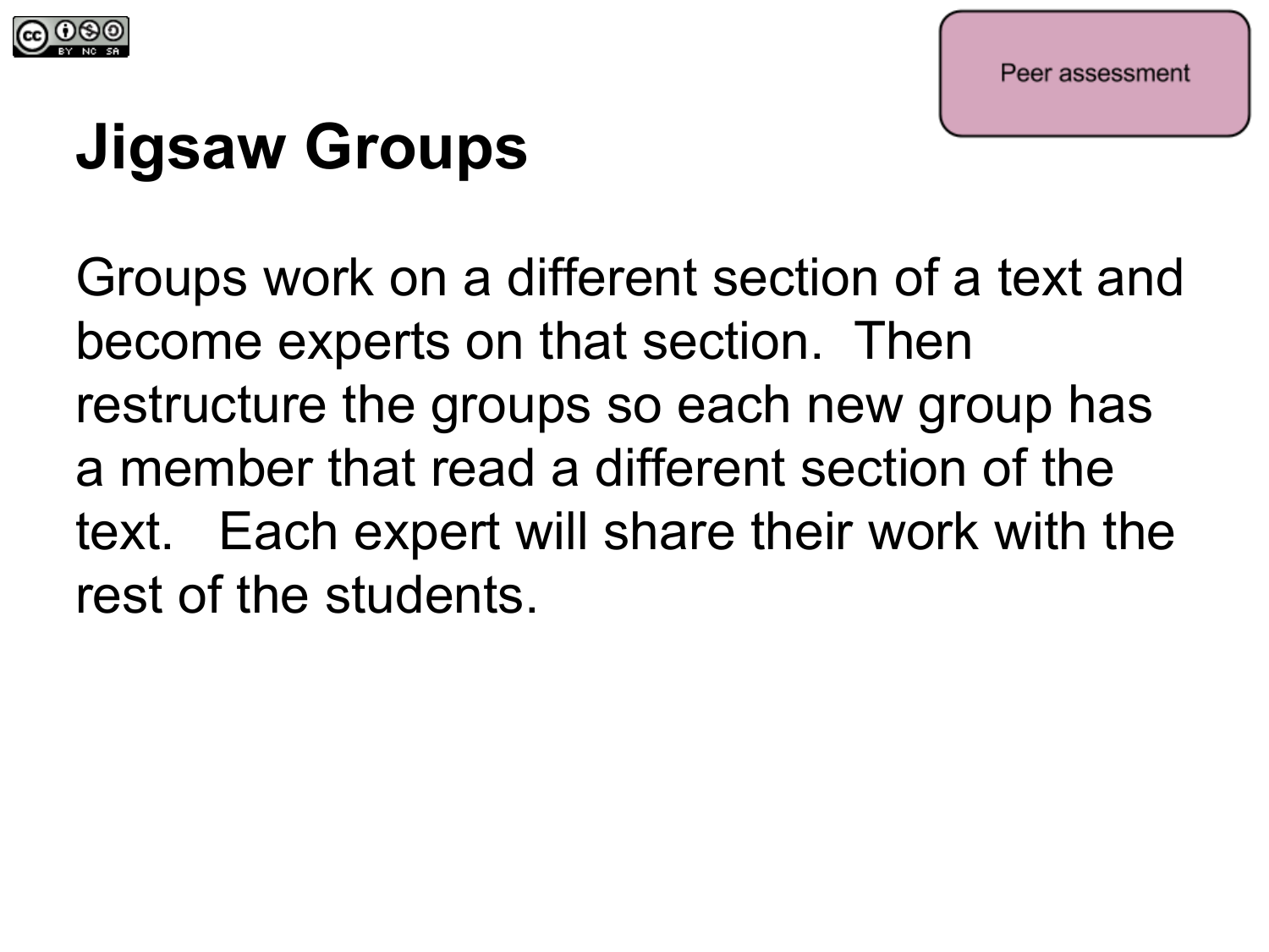Peer assessment

# Jigsaw Groups

Groups work on a different section of a text and become experts on that section. Then restructure the groups so each new group has a member that read a different section of the text. Each expert will share their work with the rest of the students.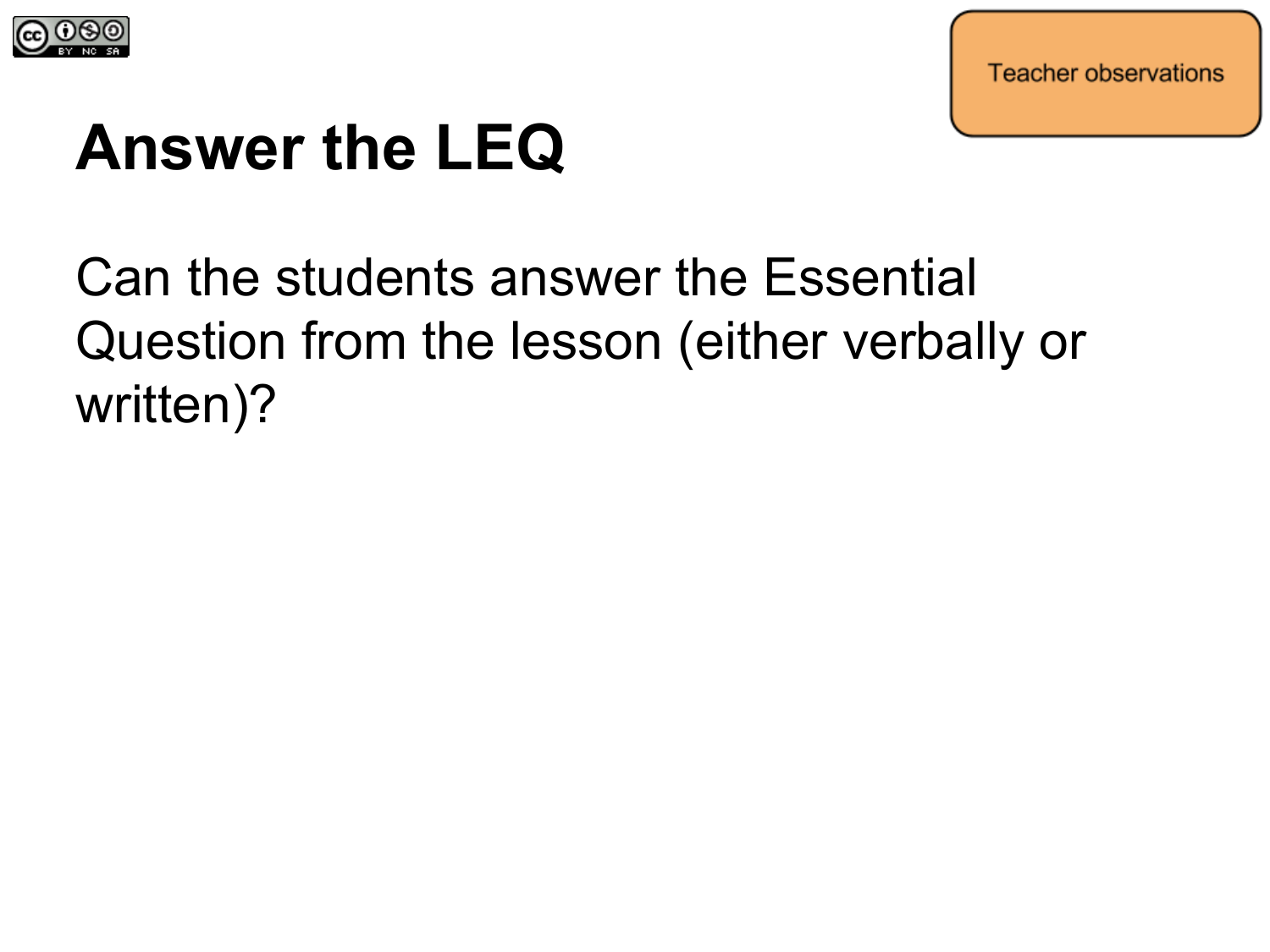Teacher observations

# Answer the LEQ

Can the students answer the Essential Question from the lesson (either verbally or written)?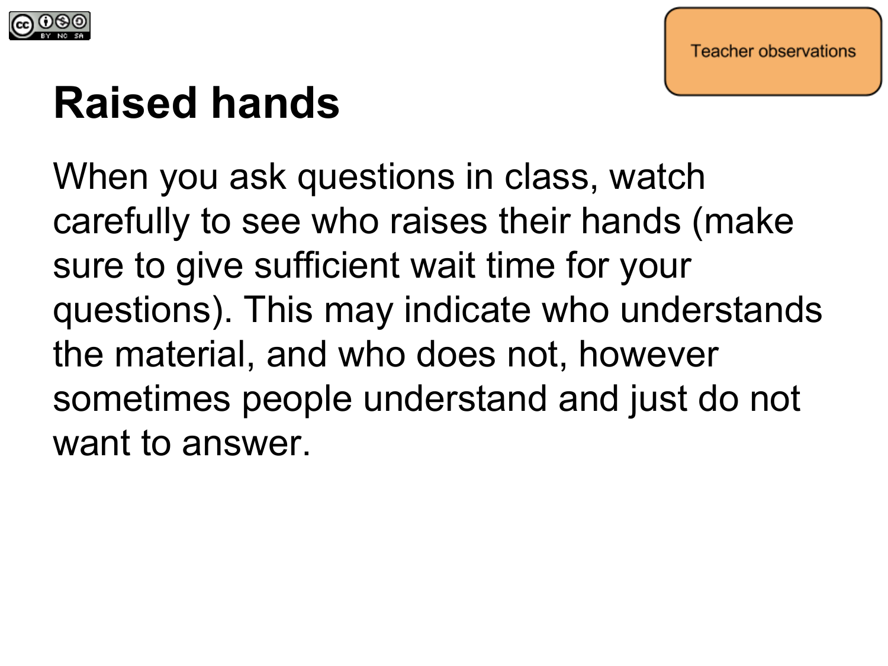Teacher observations

# Raised hands

When you ask questions in class, watch carefully to see who raises their hands (make sure to give sufficient wait time for your questions). This may indicate who understands the material, and who does not, however sometimes people understand and just do not want to answer.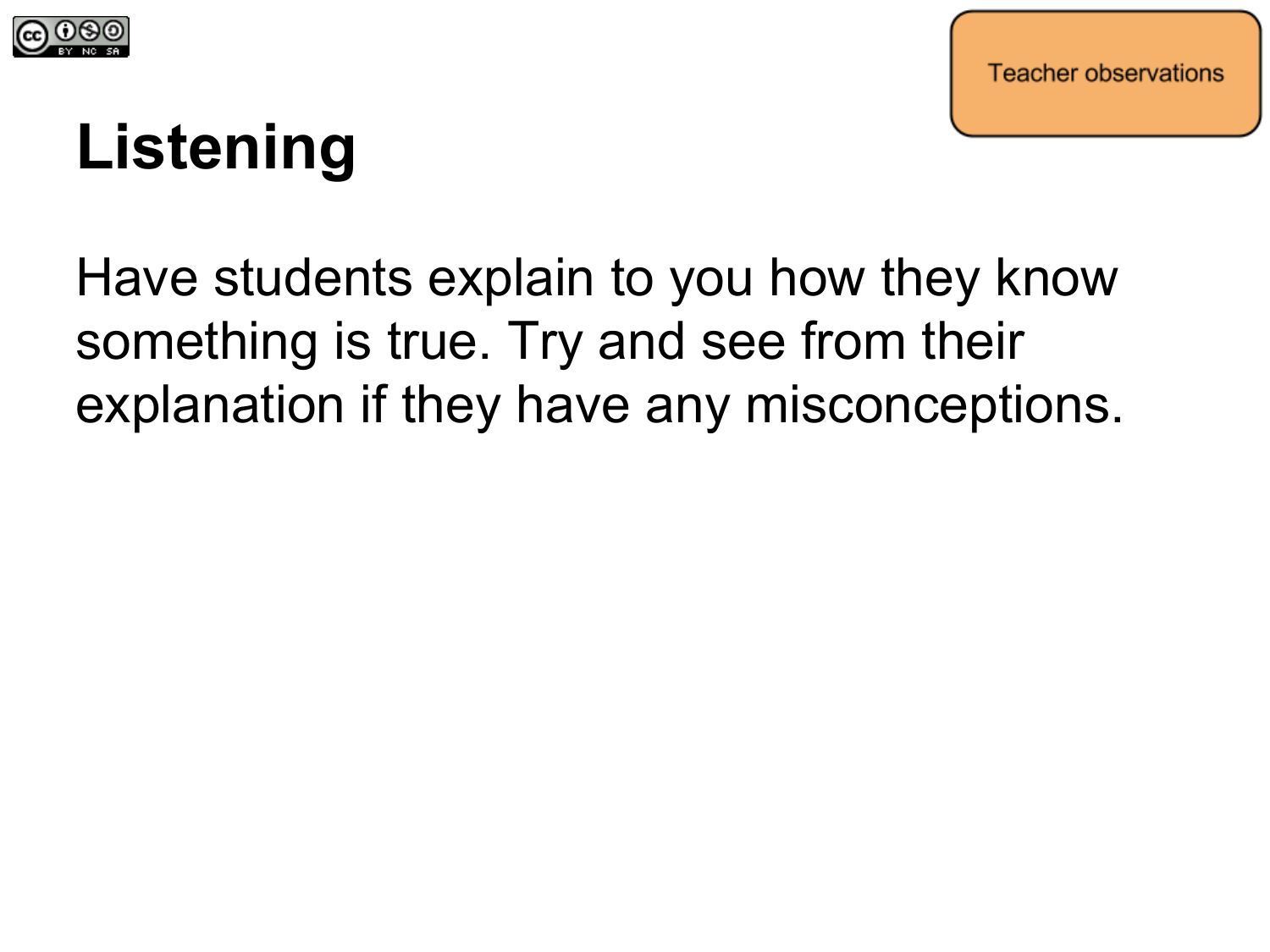Teacher observations

# Listening

Have students explain to you how they know something is true. Try and see from their explanation if they have any misconceptions.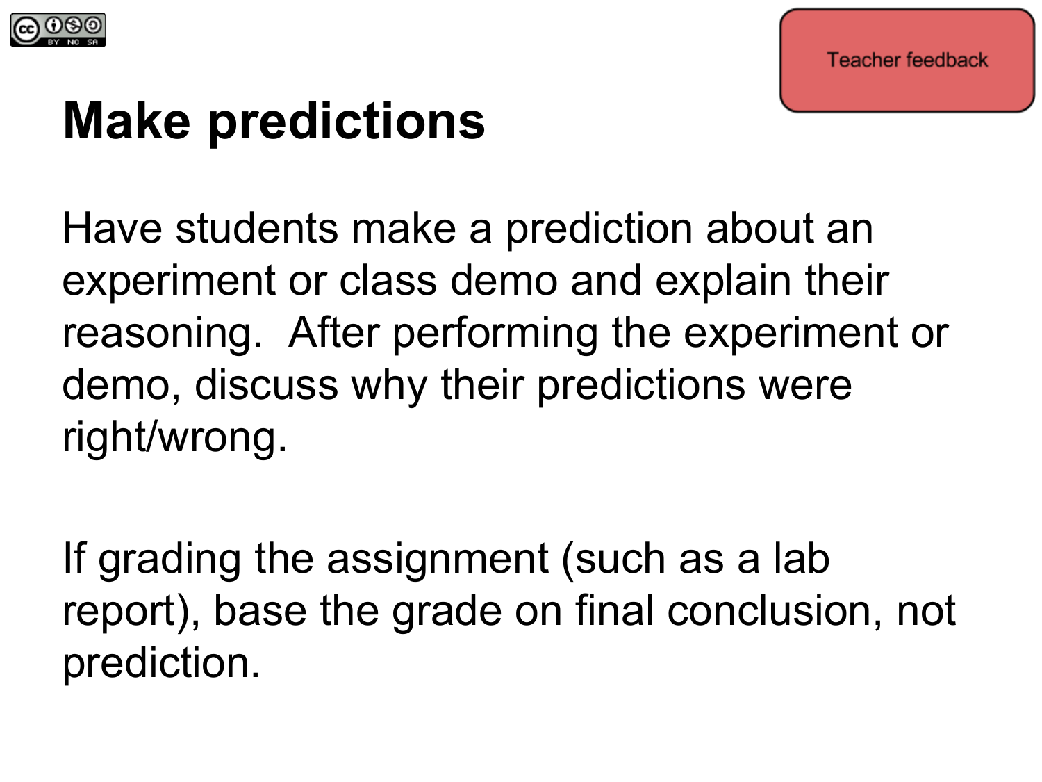Teacher feedback

# Make predictions

Have students make a prediction about an experiment or class demo and explain their reasoning. After performing the experiment or demo, discuss why their predictions were right/wrong.

If grading the assignment (such as a lab report), base the grade on final conclusion, not prediction.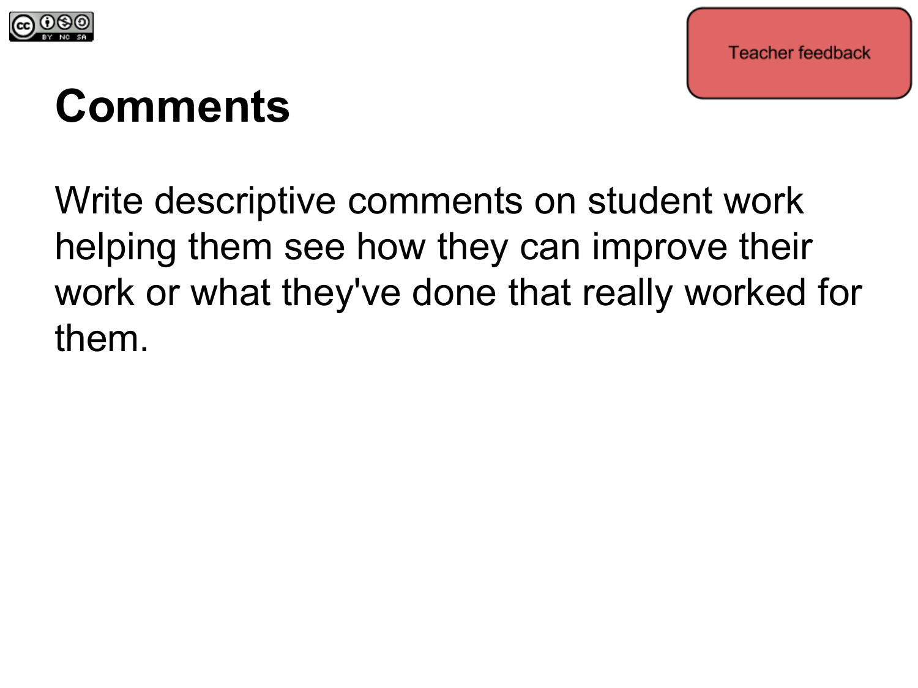Teacher feedback

# Comments

Write descriptive comments on student work helping them see how they can improve their work or what they've done that really worked for them.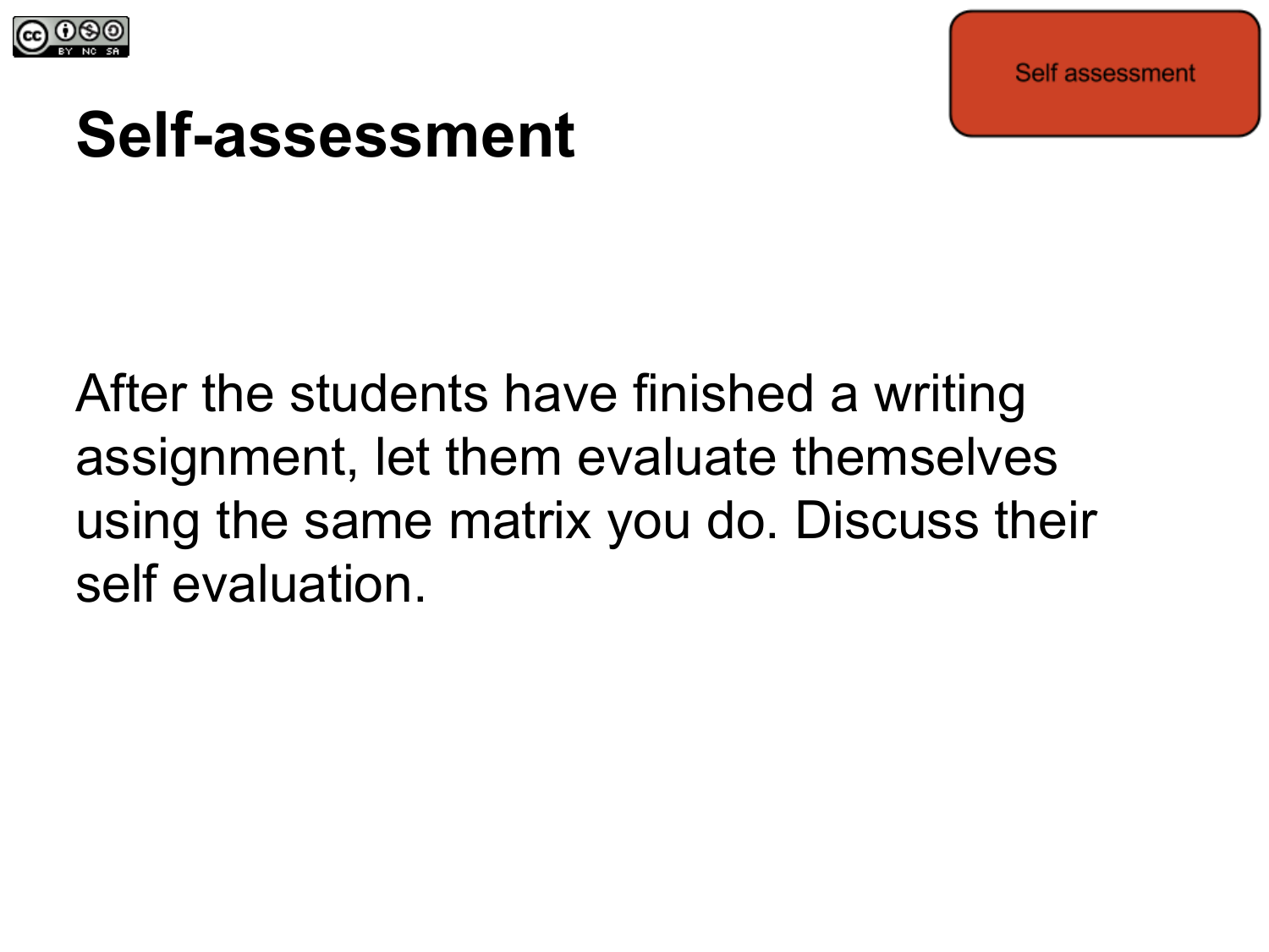Self assessment

# Self-assessment

After the students have finished a writing assignment, let them evaluate themselves using the same matrix you do. Discuss their self evaluation.